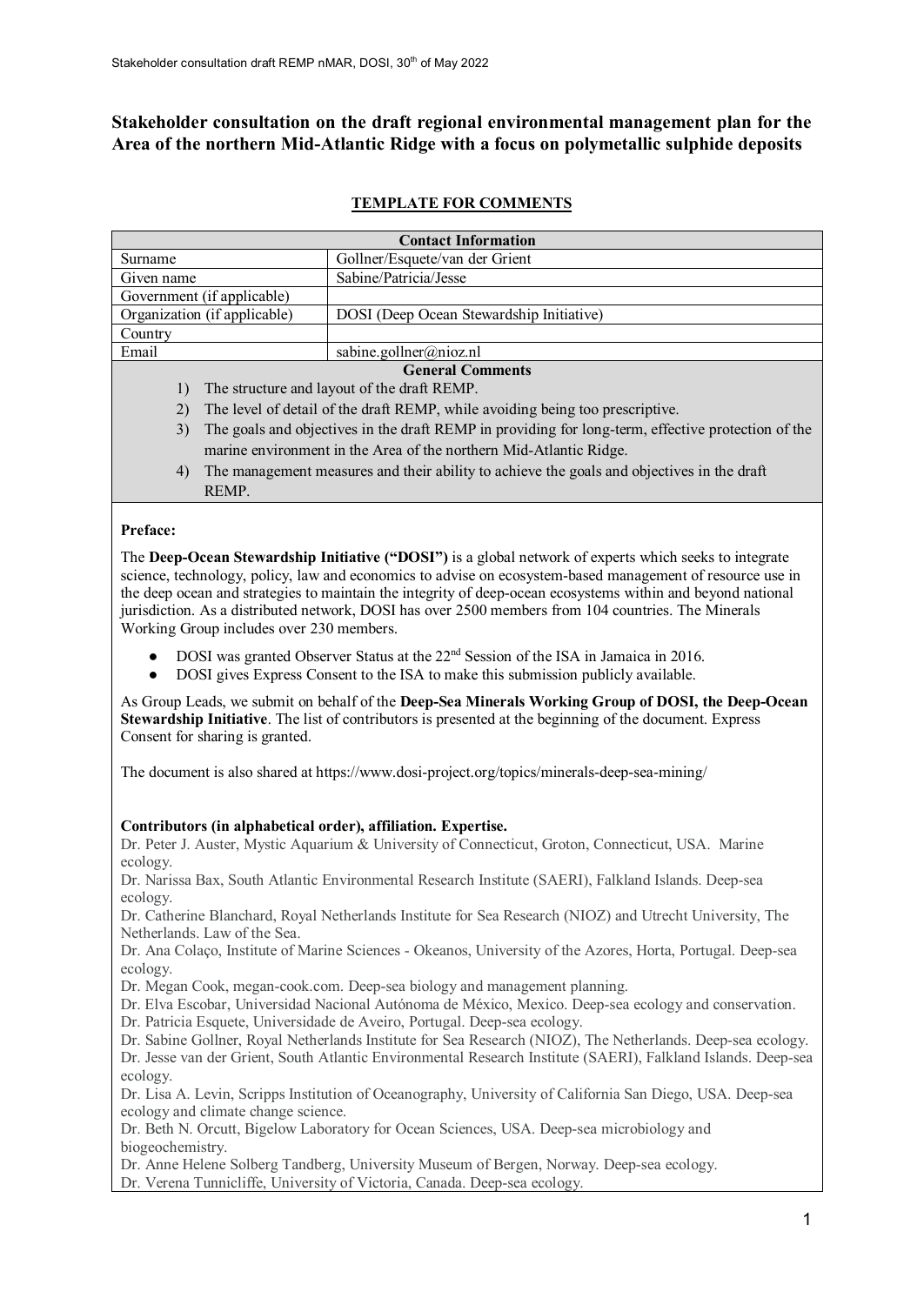# Stakeholder consultation on the draft regional environmental management plan for the Area of the northern Mid-Atlantic Ridge with a focus on polymetallic sulphide deposits

## TEMPLATE FOR COMMENTS

| Contact Information | |
|---|---|
| Surname | Gollner/Esquete/van der Grient |
| Given name | Sabine/Patricia/Jesse |
| Government (if applicable) | |
| Organization (if applicable) | DOSI (Deep Ocean Stewardship Initiative) |
| Country | |
| Email | sabine.gollner@nioz.nl |

**General Comments**

1) The structure and layout of the draft REMP.
2) The level of detail of the draft REMP, while avoiding being too prescriptive.
3) The goals and objectives in the draft REMP in providing for long-term, effective protection of the marine environment in the Area of the northern Mid-Atlantic Ridge.
4) The management measures and their ability to achieve the goals and objectives in the draft REMP.

**Preface:**

The **Deep-Ocean Stewardship Initiative ("DOSI")** is a global network of experts which seeks to integrate science, technology, policy, law and economics to advise on ecosystem-based management of resource use in the deep ocean and strategies to maintain the integrity of deep-ocean ecosystems within and beyond national jurisdiction. As a distributed network, DOSI has over 2500 members from 104 countries. The Minerals Working Group includes over 230 members.

- DOSI was granted Observer Status at the 22nd Session of the ISA in Jamaica in 2016.
- DOSI gives Express Consent to the ISA to make this submission publicly available.

As Group Leads, we submit on behalf of the **Deep-Sea Minerals Working Group of DOSI, the Deep-Ocean Stewardship Initiative**. The list of contributors is presented at the beginning of the document. Express Consent for sharing is granted.

The document is also shared at https://www.dosi-project.org/topics/minerals-deep-sea-mining/

**Contributors (in alphabetical order), affiliation. Expertise.**

Dr. Peter J. Auster, Mystic Aquarium & University of Connecticut, Groton, Connecticut, USA. Marine ecology.
Dr. Narissa Bax, South Atlantic Environmental Research Institute (SAERI), Falkland Islands. Deep-sea ecology.
Dr. Catherine Blanchard, Royal Netherlands Institute for Sea Research (NIOZ) and Utrecht University, The Netherlands. Law of the Sea.
Dr. Ana Colaço, Institute of Marine Sciences - Okeanos, University of the Azores, Horta, Portugal. Deep-sea ecology.
Dr. Megan Cook, megan-cook.com. Deep-sea biology and management planning.
Dr. Elva Escobar, Universidad Nacional Autónoma de México, Mexico. Deep-sea ecology and conservation.
Dr. Patricia Esquete, Universidade de Aveiro, Portugal. Deep-sea ecology.
Dr. Sabine Gollner, Royal Netherlands Institute for Sea Research (NIOZ), The Netherlands. Deep-sea ecology.
Dr. Jesse van der Grient, South Atlantic Environmental Research Institute (SAERI), Falkland Islands. Deep-sea ecology.
Dr. Lisa A. Levin, Scripps Institution of Oceanography, University of California San Diego, USA. Deep-sea ecology and climate change science.
Dr. Beth N. Orcutt, Bigelow Laboratory for Ocean Sciences, USA. Deep-sea microbiology and biogeochemistry.
Dr. Anne Helene Solberg Tandberg, University Museum of Bergen, Norway. Deep-sea ecology.
Dr. Verena Tunnicliffe, University of Victoria, Canada. Deep-sea ecology.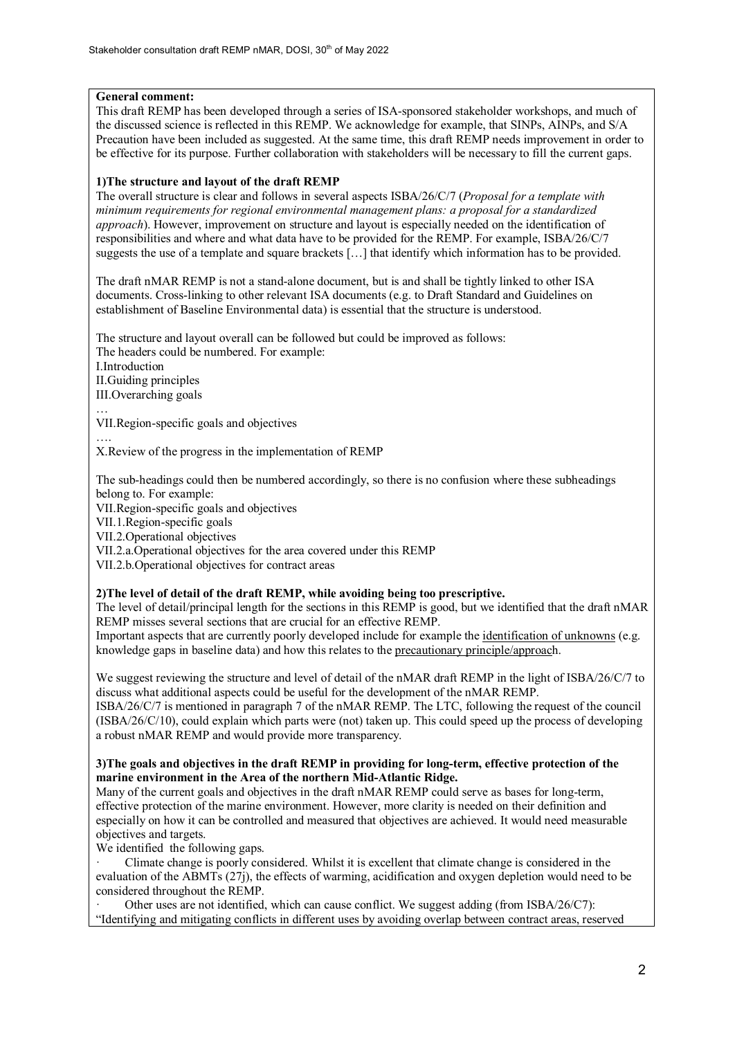**General comment:**

This draft REMP has been developed through a series of ISA-sponsored stakeholder workshops, and much of the discussed science is reflected in this REMP. We acknowledge for example, that SINPs, AINPs, and S/A Precaution have been included as suggested. At the same time, this draft REMP needs improvement in order to be effective for its purpose. Further collaboration with stakeholders will be necessary to fill the current gaps.

**1)The structure and layout of the draft REMP**

The overall structure is clear and follows in several aspects ISBA/26/C/7 (*Proposal for a template with minimum requirements for regional environmental management plans: a proposal for a standardized approach*). However, improvement on structure and layout is especially needed on the identification of responsibilities and where and what data have to be provided for the REMP. For example, ISBA/26/C/7 suggests the use of a template and square brackets […] that identify which information has to be provided.

The draft nMAR REMP is not a stand-alone document, but is and shall be tightly linked to other ISA documents. Cross-linking to other relevant ISA documents (e.g. to Draft Standard and Guidelines on establishment of Baseline Environmental data) is essential that the structure is understood.

The structure and layout overall can be followed but could be improved as follows:
The headers could be numbered. For example:
I.Introduction
II.Guiding principles
III.Overarching goals
…
VII.Region-specific goals and objectives
….
X.Review of the progress in the implementation of REMP

The sub-headings could then be numbered accordingly, so there is no confusion where these subheadings belong to. For example:
VII.Region-specific goals and objectives
VII.1.Region-specific goals
VII.2.Operational objectives
VII.2.a.Operational objectives for the area covered under this REMP
VII.2.b.Operational objectives for contract areas

**2)The level of detail of the draft REMP, while avoiding being too prescriptive.**

The level of detail/principal length for the sections in this REMP is good, but we identified that the draft nMAR REMP misses several sections that are crucial for an effective REMP.
Important aspects that are currently poorly developed include for example the identification of unknowns (e.g. knowledge gaps in baseline data) and how this relates to the precautionary principle/approach.

We suggest reviewing the structure and level of detail of the nMAR draft REMP in the light of ISBA/26/C/7 to discuss what additional aspects could be useful for the development of the nMAR REMP.
ISBA/26/C/7 is mentioned in paragraph 7 of the nMAR REMP. The LTC, following the request of the council (ISBA/26/C/10), could explain which parts were (not) taken up. This could speed up the process of developing a robust nMAR REMP and would provide more transparency.

**3)The goals and objectives in the draft REMP in providing for long-term, effective protection of the marine environment in the Area of the northern Mid-Atlantic Ridge.**

Many of the current goals and objectives in the draft nMAR REMP could serve as bases for long-term, effective protection of the marine environment. However, more clarity is needed on their definition and especially on how it can be controlled and measured that objectives are achieved. It would need measurable objectives and targets.
We identified the following gaps.

- Climate change is poorly considered. Whilst it is excellent that climate change is considered in the evaluation of the ABMTs (27j), the effects of warming, acidification and oxygen depletion would need to be considered throughout the REMP.
- Other uses are not identified, which can cause conflict. We suggest adding (from ISBA/26/C7): "Identifying and mitigating conflicts in different uses by avoiding overlap between contract areas, reserved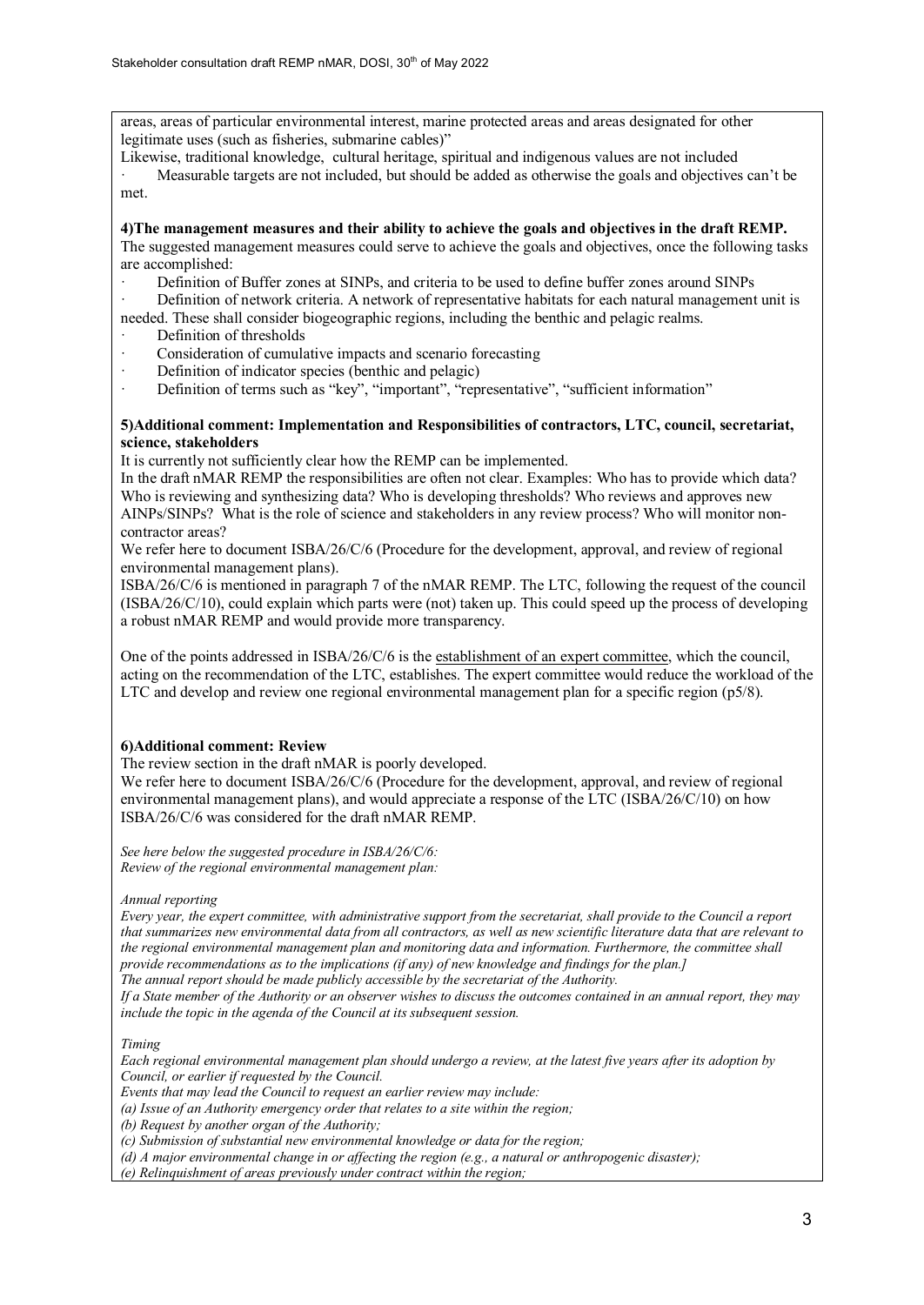areas, areas of particular environmental interest, marine protected areas and areas designated for other legitimate uses (such as fisheries, submarine cables)"

Likewise, traditional knowledge, cultural heritage, spiritual and indigenous values are not included

- Measurable targets are not included, but should be added as otherwise the goals and objectives can't be met.

**4)The management measures and their ability to achieve the goals and objectives in the draft REMP.**

The suggested management measures could serve to achieve the goals and objectives, once the following tasks are accomplished:

- Definition of Buffer zones at SINPs, and criteria to be used to define buffer zones around SINPs
- Definition of network criteria. A network of representative habitats for each natural management unit is needed. These shall consider biogeographic regions, including the benthic and pelagic realms.
- Definition of thresholds
- Consideration of cumulative impacts and scenario forecasting
- Definition of indicator species (benthic and pelagic)
- Definition of terms such as "key", "important", "representative", "sufficient information"

**5)Additional comment: Implementation and Responsibilities of contractors, LTC, council, secretariat, science, stakeholders**

It is currently not sufficiently clear how the REMP can be implemented.

In the draft nMAR REMP the responsibilities are often not clear. Examples: Who has to provide which data? Who is reviewing and synthesizing data? Who is developing thresholds? Who reviews and approves new AINPs/SINPs? What is the role of science and stakeholders in any review process? Who will monitor non-contractor areas?

We refer here to document ISBA/26/C/6 (Procedure for the development, approval, and review of regional environmental management plans).

ISBA/26/C/6 is mentioned in paragraph 7 of the nMAR REMP. The LTC, following the request of the council (ISBA/26/C/10), could explain which parts were (not) taken up. This could speed up the process of developing a robust nMAR REMP and would provide more transparency.

One of the points addressed in ISBA/26/C/6 is the establishment of an expert committee, which the council, acting on the recommendation of the LTC, establishes. The expert committee would reduce the workload of the LTC and develop and review one regional environmental management plan for a specific region (p5/8).

**6)Additional comment: Review**

The review section in the draft nMAR is poorly developed.

We refer here to document ISBA/26/C/6 (Procedure for the development, approval, and review of regional environmental management plans), and would appreciate a response of the LTC (ISBA/26/C/10) on how ISBA/26/C/6 was considered for the draft nMAR REMP.

*See here below the suggested procedure in ISBA/26/C/6:*
*Review of the regional environmental management plan:*

*Annual reporting*

*Every year, the expert committee, with administrative support from the secretariat, shall provide to the Council a report that summarizes new environmental data from all contractors, as well as new scientific literature data that are relevant to the regional environmental management plan and monitoring data and information. Furthermore, the committee shall provide recommendations as to the implications (if any) of new knowledge and findings for the plan.]*

*The annual report should be made publicly accessible by the secretariat of the Authority.*

*If a State member of the Authority or an observer wishes to discuss the outcomes contained in an annual report, they may include the topic in the agenda of the Council at its subsequent session.*

*Timing*

*Each regional environmental management plan should undergo a review, at the latest five years after its adoption by Council, or earlier if requested by the Council.*

*Events that may lead the Council to request an earlier review may include:*

*(a) Issue of an Authority emergency order that relates to a site within the region;*

*(b) Request by another organ of the Authority;*

*(c) Submission of substantial new environmental knowledge or data for the region;*

*(d) A major environmental change in or affecting the region (e.g., a natural or anthropogenic disaster);*

*(e) Relinquishment of areas previously under contract within the region;*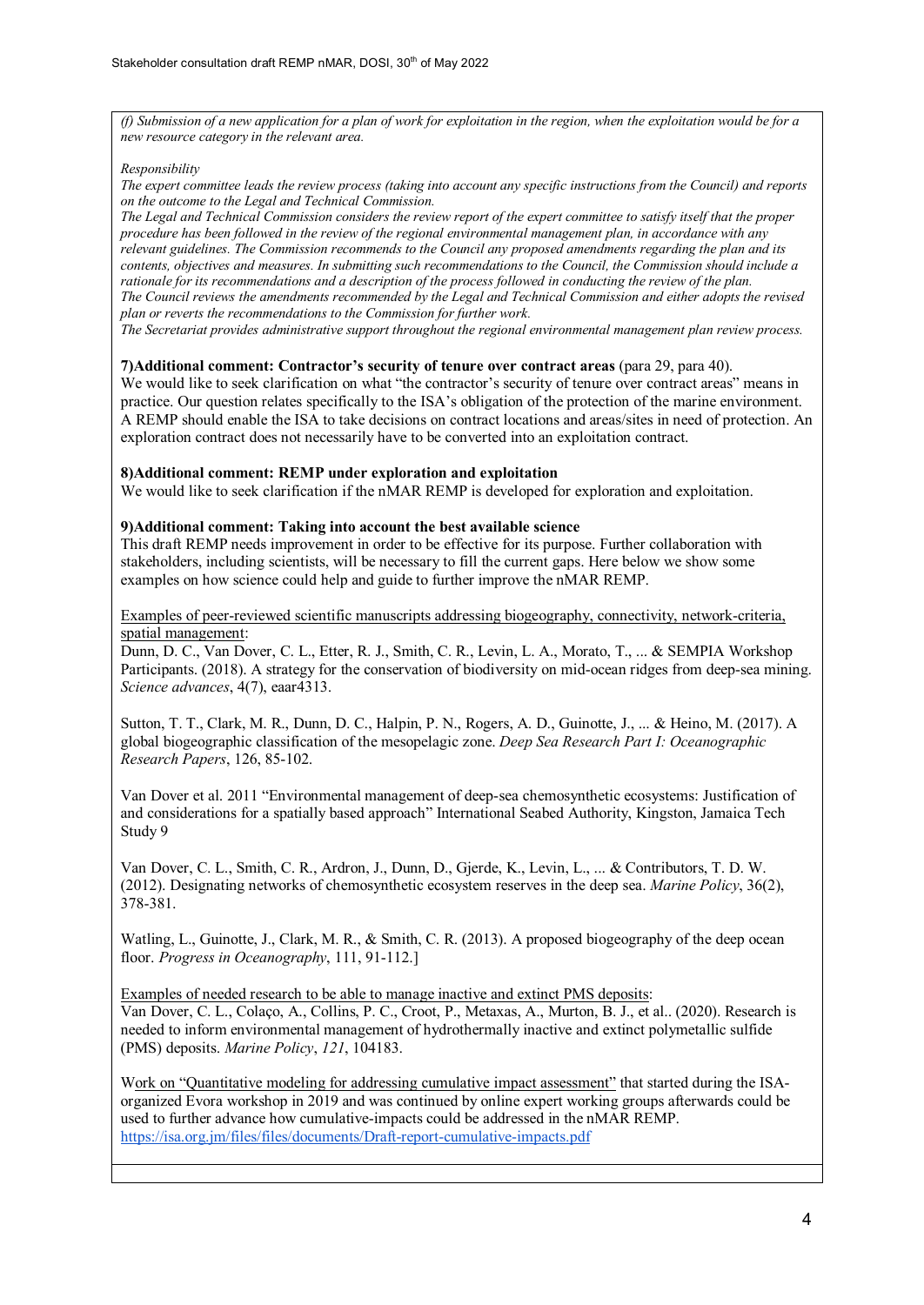*(f) Submission of a new application for a plan of work for exploitation in the region, when the exploitation would be for a new resource category in the relevant area.*

*Responsibility*

*The expert committee leads the review process (taking into account any specific instructions from the Council) and reports on the outcome to the Legal and Technical Commission.*

*The Legal and Technical Commission considers the review report of the expert committee to satisfy itself that the proper procedure has been followed in the review of the regional environmental management plan, in accordance with any relevant guidelines. The Commission recommends to the Council any proposed amendments regarding the plan and its contents, objectives and measures. In submitting such recommendations to the Council, the Commission should include a rationale for its recommendations and a description of the process followed in conducting the review of the plan.*

*The Council reviews the amendments recommended by the Legal and Technical Commission and either adopts the revised plan or reverts the recommendations to the Commission for further work.*

*The Secretariat provides administrative support throughout the regional environmental management plan review process.*

**7)Additional comment: Contractor's security of tenure over contract areas** (para 29, para 40).

We would like to seek clarification on what "the contractor's security of tenure over contract areas" means in practice. Our question relates specifically to the ISA's obligation of the protection of the marine environment. A REMP should enable the ISA to take decisions on contract locations and areas/sites in need of protection. An exploration contract does not necessarily have to be converted into an exploitation contract.

**8)Additional comment: REMP under exploration and exploitation**

We would like to seek clarification if the nMAR REMP is developed for exploration and exploitation.

**9)Additional comment: Taking into account the best available science**

This draft REMP needs improvement in order to be effective for its purpose. Further collaboration with stakeholders, including scientists, will be necessary to fill the current gaps. Here below we show some examples on how science could help and guide to further improve the nMAR REMP.

Examples of peer-reviewed scientific manuscripts addressing biogeography, connectivity, network-criteria, spatial management:

Dunn, D. C., Van Dover, C. L., Etter, R. J., Smith, C. R., Levin, L. A., Morato, T., ... & SEMPIA Workshop Participants. (2018). A strategy for the conservation of biodiversity on mid-ocean ridges from deep-sea mining. *Science advances*, 4(7), eaar4313.

Sutton, T. T., Clark, M. R., Dunn, D. C., Halpin, P. N., Rogers, A. D., Guinotte, J., ... & Heino, M. (2017). A global biogeographic classification of the mesopelagic zone. *Deep Sea Research Part I: Oceanographic Research Papers*, 126, 85-102.

Van Dover et al. 2011 "Environmental management of deep-sea chemosynthetic ecosystems: Justification of and considerations for a spatially based approach" International Seabed Authority, Kingston, Jamaica Tech Study 9

Van Dover, C. L., Smith, C. R., Ardron, J., Dunn, D., Gjerde, K., Levin, L., ... & Contributors, T. D. W. (2012). Designating networks of chemosynthetic ecosystem reserves in the deep sea. *Marine Policy*, 36(2), 378-381.

Watling, L., Guinotte, J., Clark, M. R., & Smith, C. R. (2013). A proposed biogeography of the deep ocean floor. *Progress in Oceanography*, 111, 91-112.]

Examples of needed research to be able to manage inactive and extinct PMS deposits:

Van Dover, C. L., Colaço, A., Collins, P. C., Croot, P., Metaxas, A., Murton, B. J., et al.. (2020). Research is needed to inform environmental management of hydrothermally inactive and extinct polymetallic sulfide (PMS) deposits. *Marine Policy*, *121*, 104183.

Work on "Quantitative modeling for addressing cumulative impact assessment" that started during the ISA-organized Evora workshop in 2019 and was continued by online expert working groups afterwards could be used to further advance how cumulative-impacts could be addressed in the nMAR REMP.
https://isa.org.jm/files/files/documents/Draft-report-cumulative-impacts.pdf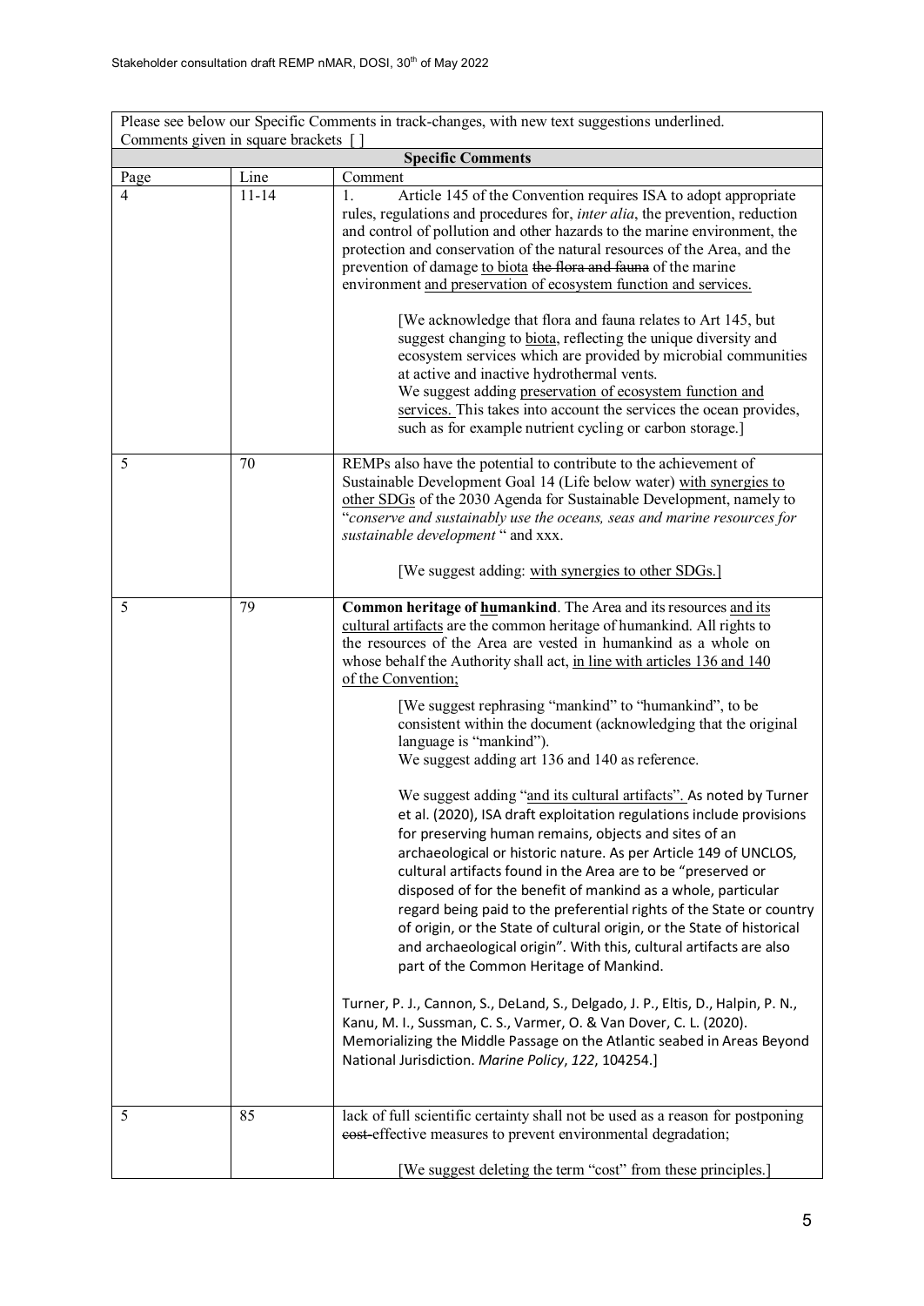| Please see below our Specific Comments in track-changes, with new text suggestions underlined. Comments given in square brackets [ ] | | |
|---|---|---|
| **Specific Comments** | | |
| Page | Line | Comment |
| 4 | 11-14 | 1. Article 145 of the Convention requires ISA to adopt appropriate rules, regulations and procedures for, *inter alia*, the prevention, reduction and control of pollution and other hazards to the marine environment, the protection and conservation of the natural resources of the Area, and the prevention of damage to biota ~~the flora and fauna~~ of the marine environment and preservation of ecosystem function and services.<br><br>[We acknowledge that flora and fauna relates to Art 145, but suggest changing to biota, reflecting the unique diversity and ecosystem services which are provided by microbial communities at active and inactive hydrothermal vents.<br>We suggest adding preservation of ecosystem function and services. This takes into account the services the ocean provides, such as for example nutrient cycling or carbon storage.] |
| 5 | 70 | REMPs also have the potential to contribute to the achievement of Sustainable Development Goal 14 (Life below water) with synergies to other SDGs of the 2030 Agenda for Sustainable Development, namely to "*conserve and sustainably use the oceans, seas and marine resources for sustainable development* " and xxx.<br><br>[We suggest adding: with synergies to other SDGs.] |
| 5 | 79 | **Common heritage of humankind**. The Area and its resources and its cultural artifacts are the common heritage of humankind. All rights to the resources of the Area are vested in humankind as a whole on whose behalf the Authority shall act, in line with articles 136 and 140 of the Convention;<br><br>[We suggest rephrasing "mankind" to "humankind", to be consistent within the document (acknowledging that the original language is "mankind").<br>We suggest adding art 136 and 140 as reference.<br><br>We suggest adding "and its cultural artifacts". As noted by Turner et al. (2020), ISA draft exploitation regulations include provisions for preserving human remains, objects and sites of an archaeological or historic nature. As per Article 149 of UNCLOS, cultural artifacts found in the Area are to be "preserved or disposed of for the benefit of mankind as a whole, particular regard being paid to the preferential rights of the State or country of origin, or the State of cultural origin, or the State of historical and archaeological origin". With this, cultural artifacts are also part of the Common Heritage of Mankind.<br><br>Turner, P. J., Cannon, S., DeLand, S., Delgado, J. P., Eltis, D., Halpin, P. N., Kanu, M. I., Sussman, C. S., Varmer, O. & Van Dover, C. L. (2020). Memorializing the Middle Passage on the Atlantic seabed in Areas Beyond National Jurisdiction. *Marine Policy*, *122*, 104254.] |
| 5 | 85 | lack of full scientific certainty shall not be used as a reason for postponing ~~cost-~~effective measures to prevent environmental degradation;<br><br>[We suggest deleting the term "cost" from these principles.] |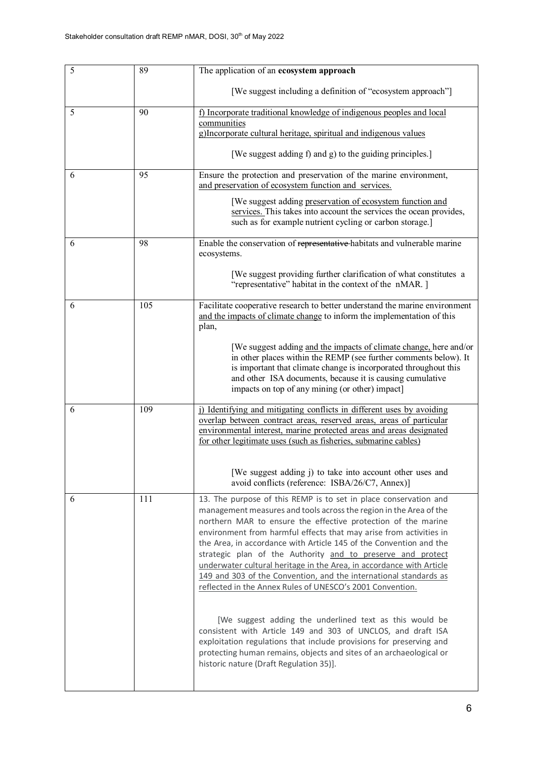| 5 | 89 | The application of an **ecosystem approach**<br><br>[We suggest including a definition of "ecosystem approach"] |
|---|---|---|
| 5 | 90 | <u>f) Incorporate traditional knowledge of indigenous peoples and local communities</u><br><u>g)Incorporate cultural heritage, spiritual and indigenous values</u><br><br>[We suggest adding f) and g) to the guiding principles.] |
| 6 | 95 | Ensure the protection and preservation of the marine environment, <u>and preservation of ecosystem function and services.</u><br><br>[We suggest adding <u>preservation of ecosystem function and services.</u> This takes into account the services the ocean provides, such as for example nutrient cycling or carbon storage.] |
| 6 | 98 | Enable the conservation of ~~representative~~ habitats and vulnerable marine ecosystems.<br><br>[We suggest providing further clarification of what constitutes a "representative" habitat in the context of the nMAR. ] |
| 6 | 105 | Facilitate cooperative research to better understand the marine environment <u>and the impacts of climate change</u> to inform the implementation of this plan,<br><br>[We suggest adding <u>and the impacts of climate change,</u> here and/or in other places within the REMP (see further comments below). It is important that climate change is incorporated throughout this and other ISA documents, because it is causing cumulative impacts on top of any mining (or other) impact] |
| 6 | 109 | <u>j) Identifying and mitigating conflicts in different uses by avoiding overlap between contract areas, reserved areas, areas of particular environmental interest, marine protected areas and areas designated for other legitimate uses (such as fisheries, submarine cables)</u><br><br>[We suggest adding j) to take into account other uses and avoid conflicts (reference: ISBA/26/C7, Annex)] |
| 6 | 111 | 13. The purpose of this REMP is to set in place conservation and management measures and tools across the region in the Area of the northern MAR to ensure the effective protection of the marine environment from harmful effects that may arise from activities in the Area, in accordance with Article 145 of the Convention and the strategic plan of the Authority <u>and to preserve and protect underwater cultural heritage in the Area, in accordance with Article 149 and 303 of the Convention, and the international standards as reflected in the Annex Rules of UNESCO's 2001 Convention.</u><br><br>[We suggest adding the underlined text as this would be consistent with Article 149 and 303 of UNCLOS, and draft ISA exploitation regulations that include provisions for preserving and protecting human remains, objects and sites of an archaeological or historic nature (Draft Regulation 35)]. |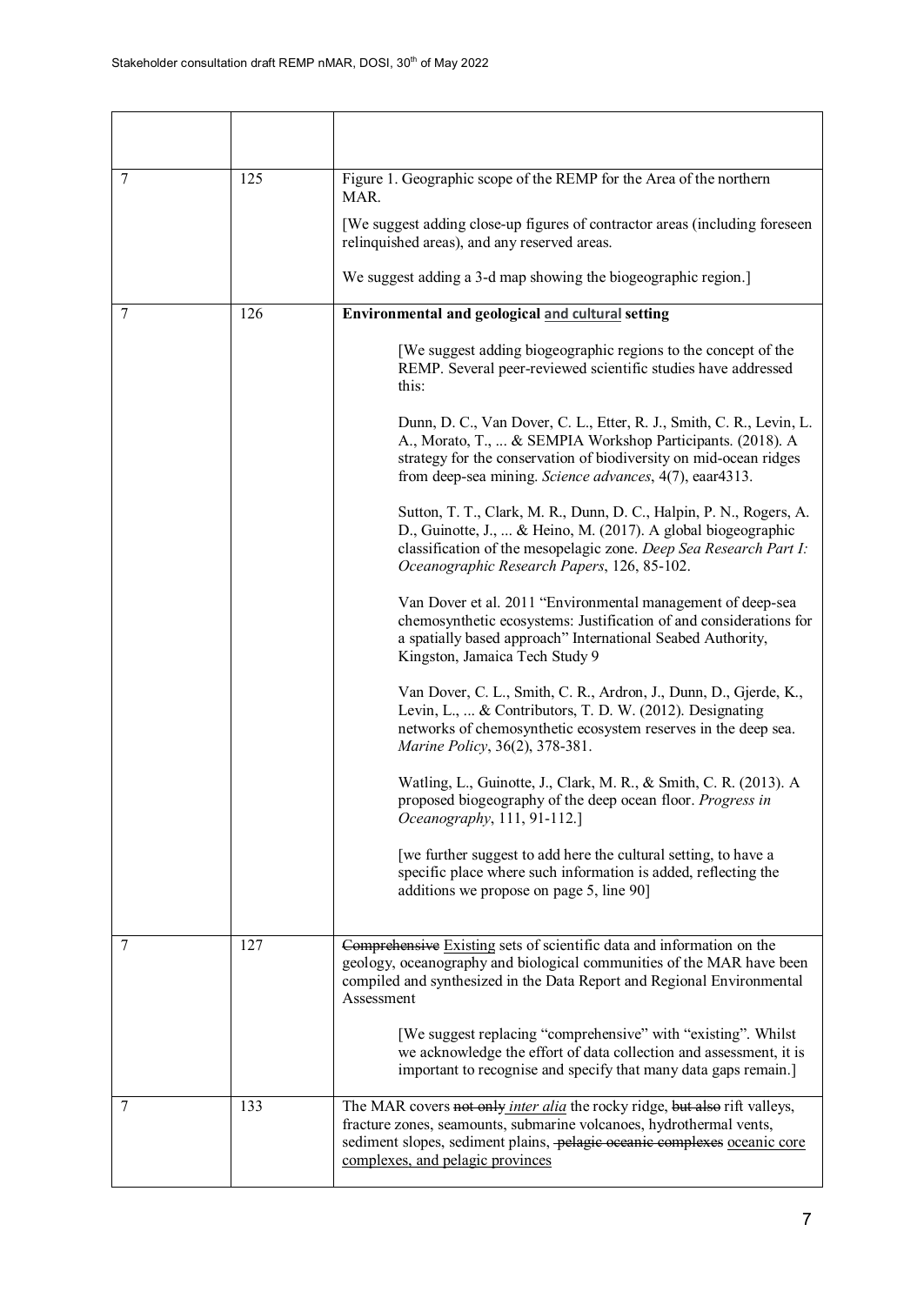| | | |
|---|---|---|
| 7 | 125 | Figure 1. Geographic scope of the REMP for the Area of the northern MAR.<br><br>[We suggest adding close-up figures of contractor areas (including foreseen relinquished areas), and any reserved areas.<br><br>We suggest adding a 3-d map showing the biogeographic region.] |
| 7 | 126 | **Environmental and geological <u>and cultural</u> setting**<br><br>[We suggest adding biogeographic regions to the concept of the REMP. Several peer-reviewed scientific studies have addressed this:<br><br>Dunn, D. C., Van Dover, C. L., Etter, R. J., Smith, C. R., Levin, L. A., Morato, T., ... & SEMPIA Workshop Participants. (2018). A strategy for the conservation of biodiversity on mid-ocean ridges from deep-sea mining. *Science advances*, 4(7), eaar4313.<br><br>Sutton, T. T., Clark, M. R., Dunn, D. C., Halpin, P. N., Rogers, A. D., Guinotte, J., ... & Heino, M. (2017). A global biogeographic classification of the mesopelagic zone. *Deep Sea Research Part I: Oceanographic Research Papers*, 126, 85-102.<br><br>Van Dover et al. 2011 "Environmental management of deep-sea chemosynthetic ecosystems: Justification of and considerations for a spatially based approach" International Seabed Authority, Kingston, Jamaica Tech Study 9<br><br>Van Dover, C. L., Smith, C. R., Ardron, J., Dunn, D., Gjerde, K., Levin, L., ... & Contributors, T. D. W. (2012). Designating networks of chemosynthetic ecosystem reserves in the deep sea. *Marine Policy*, 36(2), 378-381.<br><br>Watling, L., Guinotte, J., Clark, M. R., & Smith, C. R. (2013). A proposed biogeography of the deep ocean floor. *Progress in Oceanography*, 111, 91-112.]<br><br>[we further suggest to add here the cultural setting, to have a specific place where such information is added, reflecting the additions we propose on page 5, line 90] |
| 7 | 127 | ~~Comprehensive~~ <u>Existing</u> sets of scientific data and information on the geology, oceanography and biological communities of the MAR have been compiled and synthesized in the Data Report and Regional Environmental Assessment<br><br>[We suggest replacing "comprehensive" with "existing". Whilst we acknowledge the effort of data collection and assessment, it is important to recognise and specify that many data gaps remain.] |
| 7 | 133 | The MAR covers ~~not only~~ <u>*inter alia*</u> the rocky ridge, ~~but also~~ rift valleys, fracture zones, seamounts, submarine volcanoes, hydrothermal vents, sediment slopes, sediment plains, ~~pelagic oceanic complexes~~ <u>oceanic core complexes, and pelagic provinces</u> |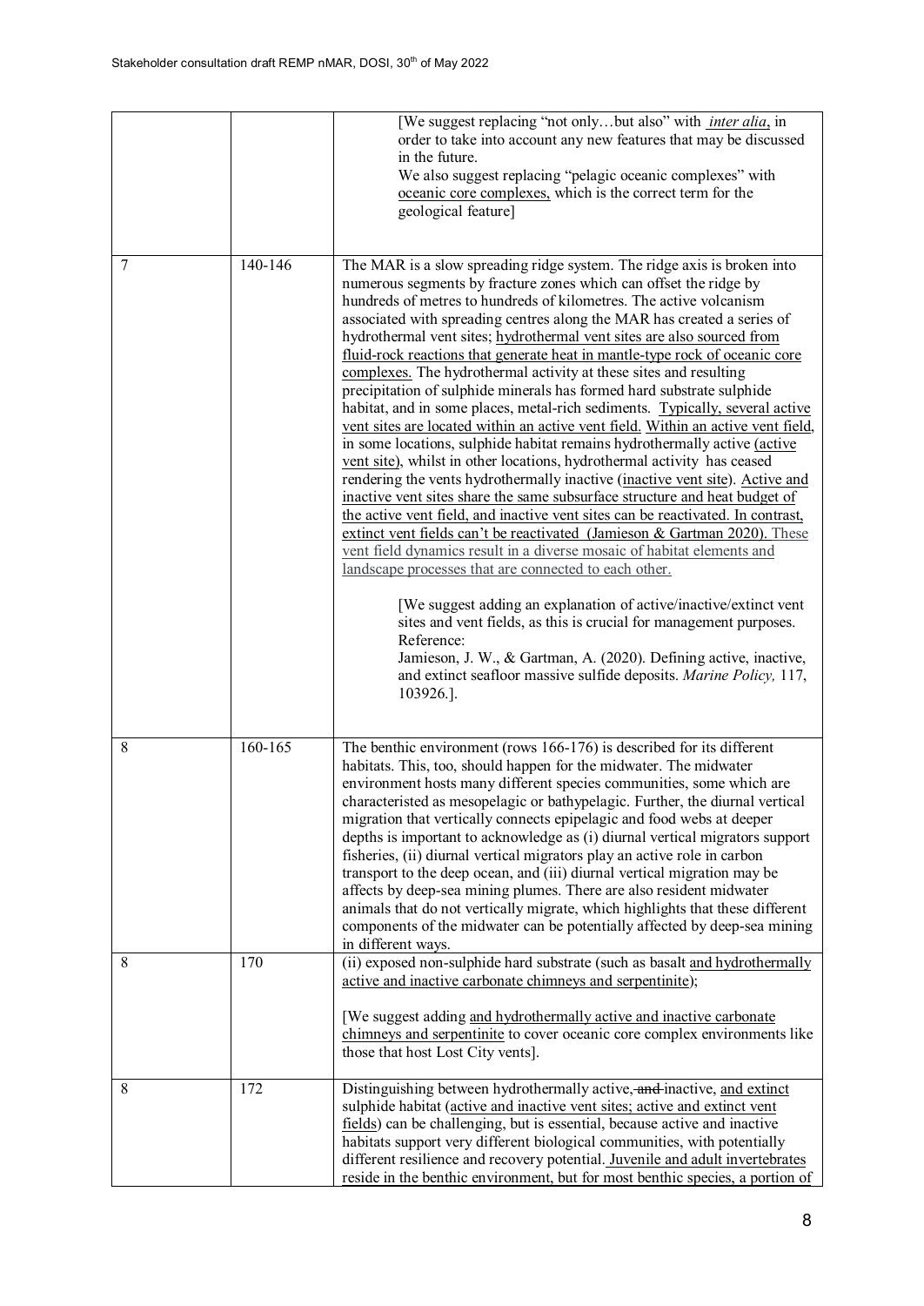| | | |
|---|---|---|
| | | [We suggest replacing "not only…but also" with *inter alia*, in order to take into account any new features that may be discussed in the future.<br>We also suggest replacing "pelagic oceanic complexes" with oceanic core complexes, which is the correct term for the geological feature] |
| 7 | 140-146 | The MAR is a slow spreading ridge system. The ridge axis is broken into numerous segments by fracture zones which can offset the ridge by hundreds of metres to hundreds of kilometres. The active volcanism associated with spreading centres along the MAR has created a series of hydrothermal vent sites; hydrothermal vent sites are also sourced from fluid-rock reactions that generate heat in mantle-type rock of oceanic core complexes. The hydrothermal activity at these sites and resulting precipitation of sulphide minerals has formed hard substrate sulphide habitat, and in some places, metal-rich sediments. Typically, several active vent sites are located within an active vent field. Within an active vent field, in some locations, sulphide habitat remains hydrothermally active (active vent site), whilst in other locations, hydrothermal activity has ceased rendering the vents hydrothermally inactive (inactive vent site). Active and inactive vent sites share the same subsurface structure and heat budget of the active vent field, and inactive vent sites can be reactivated. In contrast, extinct vent fields can't be reactivated (Jamieson & Gartman 2020). These vent field dynamics result in a diverse mosaic of habitat elements and landscape processes that are connected to each other.<br><br>[We suggest adding an explanation of active/inactive/extinct vent sites and vent fields, as this is crucial for management purposes.<br>Reference:<br>Jamieson, J. W., & Gartman, A. (2020). Defining active, inactive, and extinct seafloor massive sulfide deposits. *Marine Policy,* 117, 103926.]. |
| 8 | 160-165 | The benthic environment (rows 166-176) is described for its different habitats. This, too, should happen for the midwater. The midwater environment hosts many different species communities, some which are characterised as mesopelagic or bathypelagic. Further, the diurnal vertical migration that vertically connects epipelagic and food webs at deeper depths is important to acknowledge as (i) diurnal vertical migrators support fisheries, (ii) diurnal vertical migrators play an active role in carbon transport to the deep ocean, and (iii) diurnal vertical migration may be affects by deep-sea mining plumes. There are also resident midwater animals that do not vertically migrate, which highlights that these different components of the midwater can be potentially affected by deep-sea mining in different ways. |
| 8 | 170 | (ii) exposed non-sulphide hard substrate (such as basalt and hydrothermally active and inactive carbonate chimneys and serpentinite);<br><br>[We suggest adding and hydrothermally active and inactive carbonate chimneys and serpentinite to cover oceanic core complex environments like those that host Lost City vents]. |
| 8 | 172 | Distinguishing between hydrothermally active, ~~and~~ inactive, and extinct sulphide habitat (active and inactive vent sites; active and extinct vent fields) can be challenging, but is essential, because active and inactive habitats support very different biological communities, with potentially different resilience and recovery potential. Juvenile and adult invertebrates reside in the benthic environment, but for most benthic species, a portion of |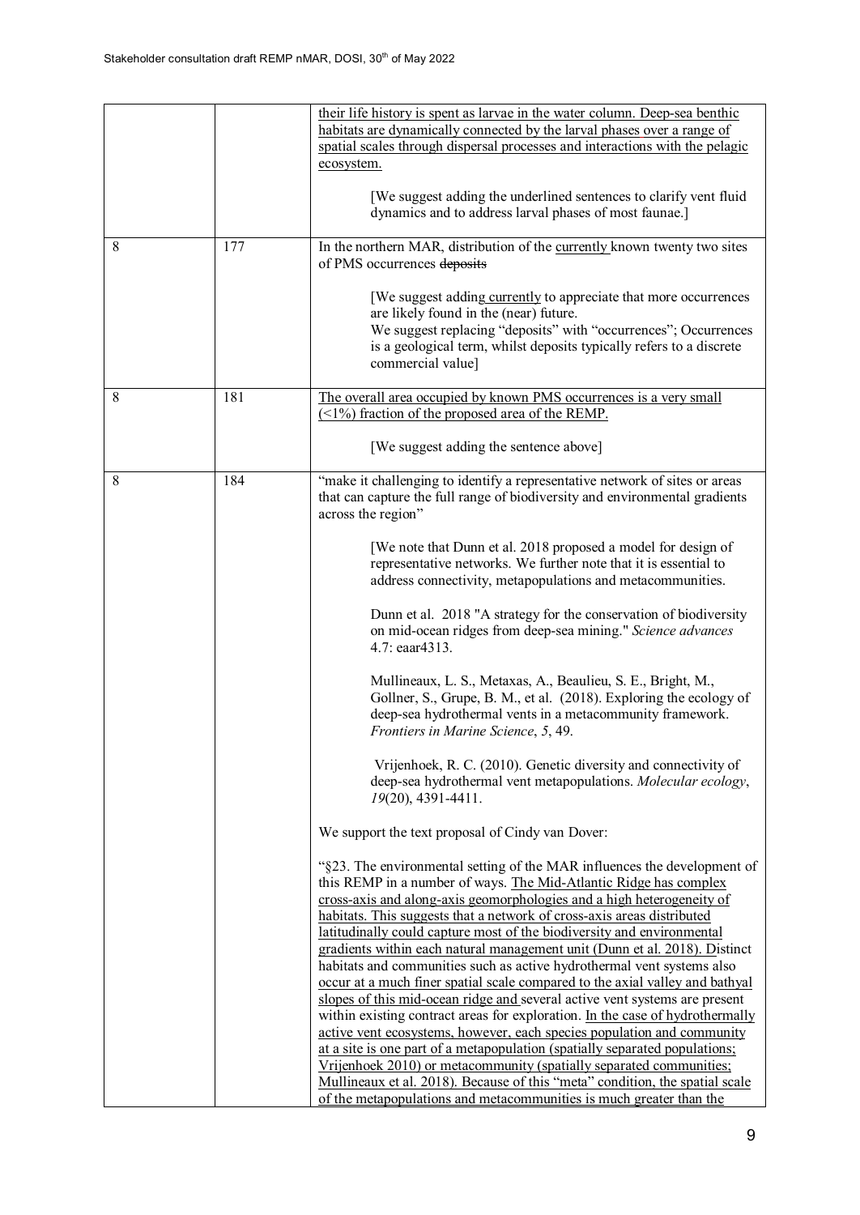| | | |
|---|---|---|
| | | their life history is spent as larvae in the water column. Deep-sea benthic habitats are dynamically connected by the larval phases over a range of spatial scales through dispersal processes and interactions with the pelagic ecosystem.<br><br>[We suggest adding the underlined sentences to clarify vent fluid dynamics and to address larval phases of most faunae.] |
| 8 | 177 | In the northern MAR, distribution of the currently known twenty two sites of PMS occurrences ~~deposits~~<br><br>[We suggest adding currently to appreciate that more occurrences are likely found in the (near) future.<br>We suggest replacing "deposits" with "occurrences"; Occurrences is a geological term, whilst deposits typically refers to a discrete commercial value] |
| 8 | 181 | The overall area occupied by known PMS occurrences is a very small (<1%) fraction of the proposed area of the REMP.<br><br>[We suggest adding the sentence above] |
| 8 | 184 | "make it challenging to identify a representative network of sites or areas that can capture the full range of biodiversity and environmental gradients across the region"<br><br>[We note that Dunn et al. 2018 proposed a model for design of representative networks. We further note that it is essential to address connectivity, metapopulations and metacommunities.<br><br>Dunn et al. 2018 "A strategy for the conservation of biodiversity on mid-ocean ridges from deep-sea mining." *Science advances* 4.7: eaar4313.<br><br>Mullineaux, L. S., Metaxas, A., Beaulieu, S. E., Bright, M., Gollner, S., Grupe, B. M., et al. (2018). Exploring the ecology of deep-sea hydrothermal vents in a metacommunity framework. *Frontiers in Marine Science*, *5*, 49.<br><br>Vrijenhoek, R. C. (2010). Genetic diversity and connectivity of deep-sea hydrothermal vent metapopulations. *Molecular ecology*, *19*(20), 4391-4411.<br><br>We support the text proposal of Cindy van Dover:<br><br>"§23. The environmental setting of the MAR influences the development of this REMP in a number of ways. The Mid-Atlantic Ridge has complex cross-axis and along-axis geomorphologies and a high heterogeneity of habitats. This suggests that a network of cross-axis areas distributed latitudinally could capture most of the biodiversity and environmental gradients within each natural management unit (Dunn et al. 2018). Distinct habitats and communities such as active hydrothermal vent systems also occur at a much finer spatial scale compared to the axial valley and bathyal slopes of this mid-ocean ridge and several active vent systems are present within existing contract areas for exploration. In the case of hydrothermally active vent ecosystems, however, each species population and community at a site is one part of a metapopulation (spatially separated populations; Vrijenhoek 2010) or metacommunity (spatially separated communities; Mullineaux et al. 2018). Because of this "meta" condition, the spatial scale of the metapopulations and metacommunities is much greater than the |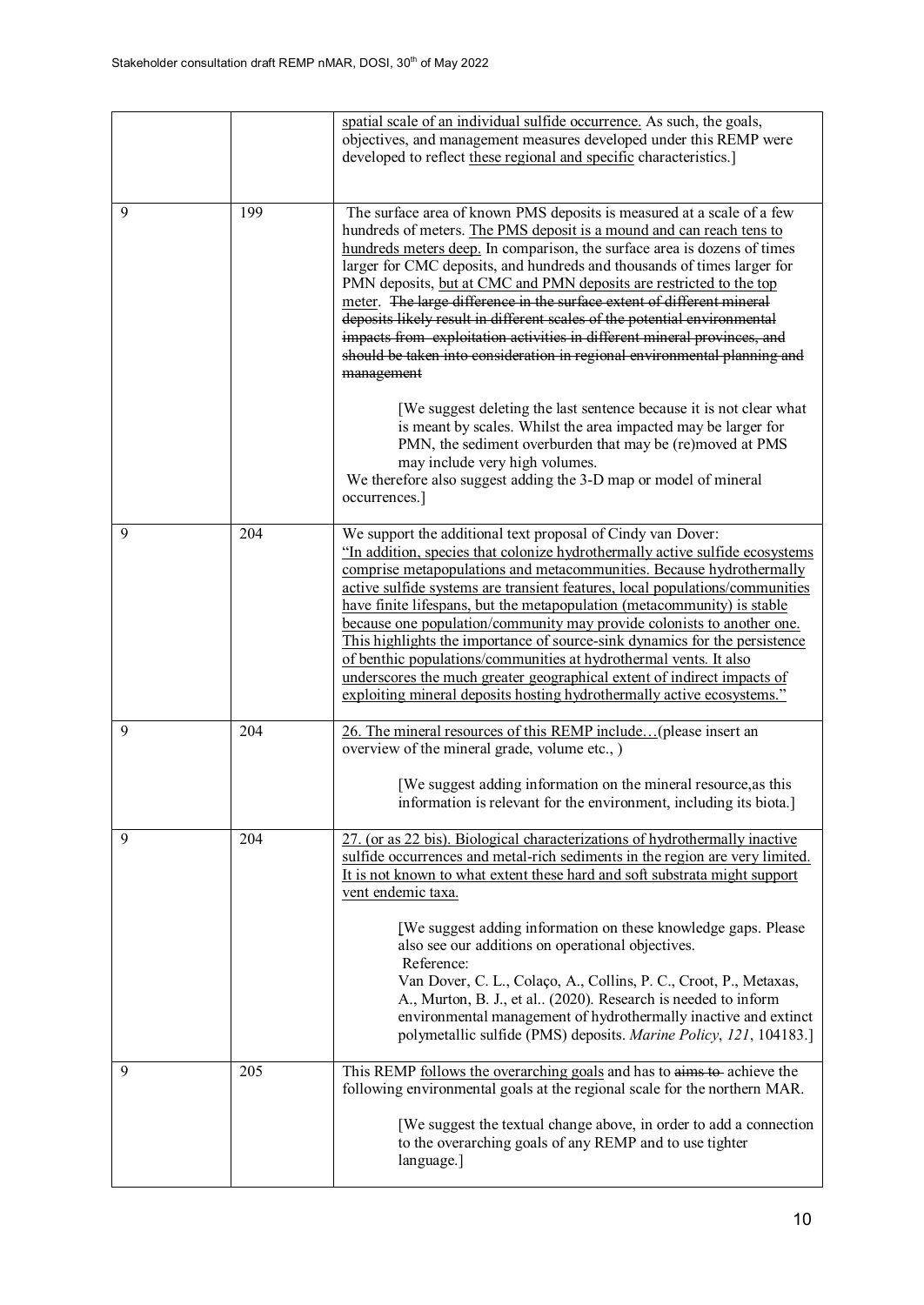| | | |
|---|---|---|
| | | spatial scale of an individual sulfide occurrence. As such, the goals, objectives, and management measures developed under this REMP were developed to reflect these regional and specific characteristics.] |
| 9 | 199 | The surface area of known PMS deposits is measured at a scale of a few hundreds of meters. The PMS deposit is a mound and can reach tens to hundreds meters deep. In comparison, the surface area is dozens of times larger for CMC deposits, and hundreds and thousands of times larger for PMN deposits, but at CMC and PMN deposits are restricted to the top meter. ~~The large difference in the surface extent of different mineral deposits likely result in different scales of the potential environmental impacts from exploitation activities in different mineral provinces, and should be taken into consideration in regional environmental planning and management~~<br><br>[We suggest deleting the last sentence because it is not clear what is meant by scales. Whilst the area impacted may be larger for PMN, the sediment overburden that may be (re)moved at PMS may include very high volumes.<br>We therefore also suggest adding the 3-D map or model of mineral occurrences.] |
| 9 | 204 | We support the additional text proposal of Cindy van Dover:<br>"In addition, species that colonize hydrothermally active sulfide ecosystems comprise metapopulations and metacommunities. Because hydrothermally active sulfide systems are transient features, local populations/communities have finite lifespans, but the metapopulation (metacommunity) is stable because one population/community may provide colonists to another one. This highlights the importance of source-sink dynamics for the persistence of benthic populations/communities at hydrothermal vents. It also underscores the much greater geographical extent of indirect impacts of exploiting mineral deposits hosting hydrothermally active ecosystems." |
| 9 | 204 | 26. The mineral resources of this REMP include…(please insert an overview of the mineral grade, volume etc., )<br><br>[We suggest adding information on the mineral resource,as this information is relevant for the environment, including its biota.] |
| 9 | 204 | 27. (or as 22 bis). Biological characterizations of hydrothermally inactive sulfide occurrences and metal-rich sediments in the region are very limited. It is not known to what extent these hard and soft substrata might support vent endemic taxa.<br><br>[We suggest adding information on these knowledge gaps. Please also see our additions on operational objectives.<br>Reference:<br>Van Dover, C. L., Colaço, A., Collins, P. C., Croot, P., Metaxas, A., Murton, B. J., et al.. (2020). Research is needed to inform environmental management of hydrothermally inactive and extinct polymetallic sulfide (PMS) deposits. *Marine Policy*, *121*, 104183.] |
| 9 | 205 | This REMP follows the overarching goals and has to ~~aims to~~ achieve the following environmental goals at the regional scale for the northern MAR.<br><br>[We suggest the textual change above, in order to add a connection to the overarching goals of any REMP and to use tighter language.] |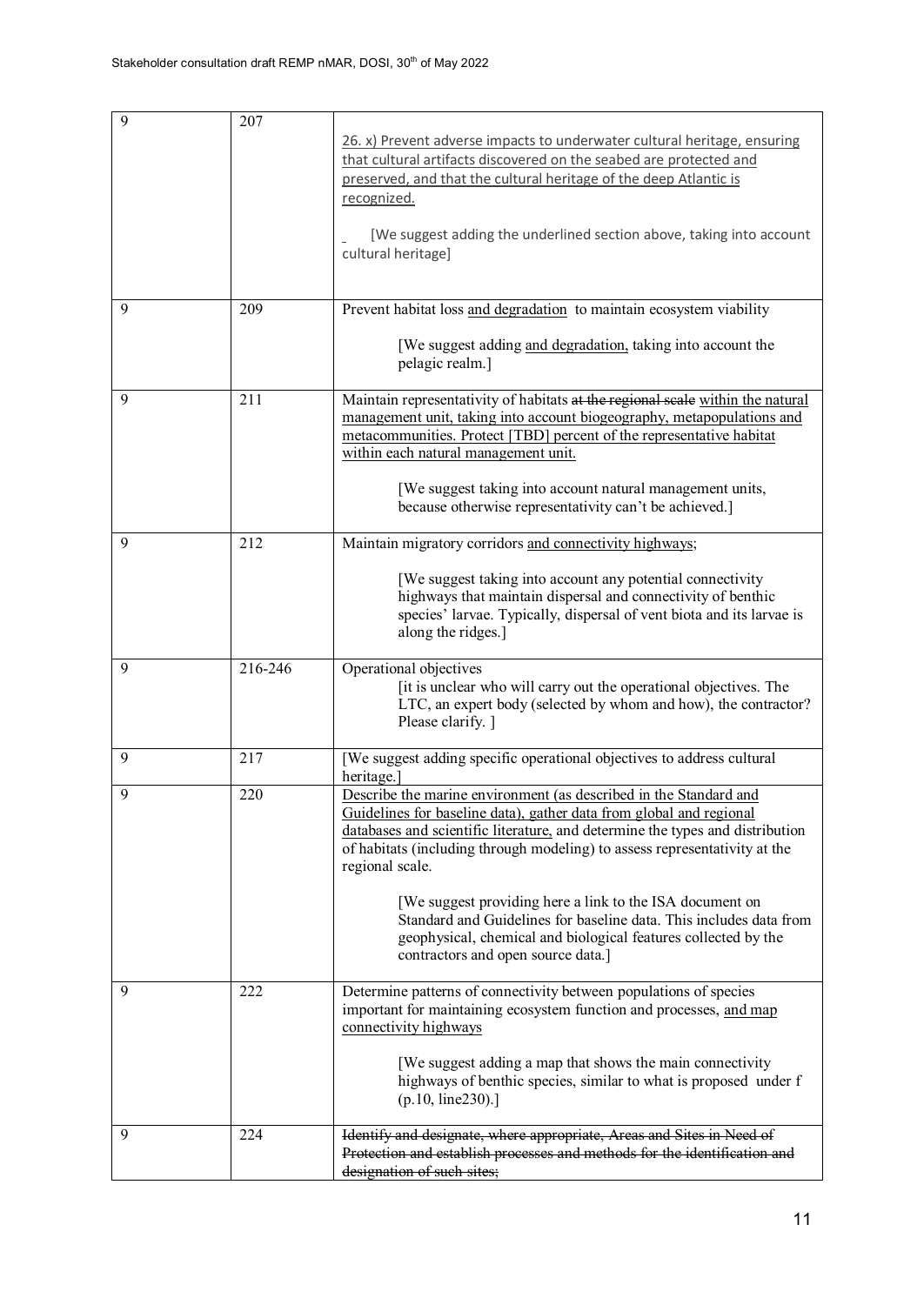| | | |
|---|---|---|
| 9 | 207 | <u>26. x) Prevent adverse impacts to underwater cultural heritage, ensuring that cultural artifacts discovered on the seabed are protected and preserved, and that the cultural heritage of the deep Atlantic is recognized.</u><br><br>[We suggest adding the underlined section above, taking into account cultural heritage] |
| 9 | 209 | Prevent habitat loss <u>and degradation</u> to maintain ecosystem viability<br><br>[We suggest adding <u>and degradation,</u> taking into account the pelagic realm.] |
| 9 | 211 | Maintain representativity of habitats ~~at the regional scale~~ <u>within the natural management unit, taking into account biogeography, metapopulations and metacommunities. Protect [TBD] percent of the representative habitat within each natural management unit.</u><br><br>[We suggest taking into account natural management units, because otherwise representativity can't be achieved.] |
| 9 | 212 | Maintain migratory corridors <u>and connectivity highways</u>;<br><br>[We suggest taking into account any potential connectivity highways that maintain dispersal and connectivity of benthic species' larvae. Typically, dispersal of vent biota and its larvae is along the ridges.] |
| 9 | 216-246 | Operational objectives<br>[it is unclear who will carry out the operational objectives. The LTC, an expert body (selected by whom and how), the contractor? Please clarify. ] |
| 9 | 217 | [We suggest adding specific operational objectives to address cultural heritage.] |
| 9 | 220 | <u>Describe the marine environment (as described in the Standard and Guidelines for baseline data), gather data from global and regional databases and scientific literature,</u> and determine the types and distribution of habitats (including through modeling) to assess representativity at the regional scale.<br><br>[We suggest providing here a link to the ISA document on Standard and Guidelines for baseline data. This includes data from geophysical, chemical and biological features collected by the contractors and open source data.] |
| 9 | 222 | Determine patterns of connectivity between populations of species important for maintaining ecosystem function and processes, <u>and map connectivity highways</u><br><br>[We suggest adding a map that shows the main connectivity highways of benthic species, similar to what is proposed under f (p.10, line230).] |
| 9 | 224 | ~~Identify and designate, where appropriate, Areas and Sites in Need of Protection and establish processes and methods for the identification and designation of such sites;~~ |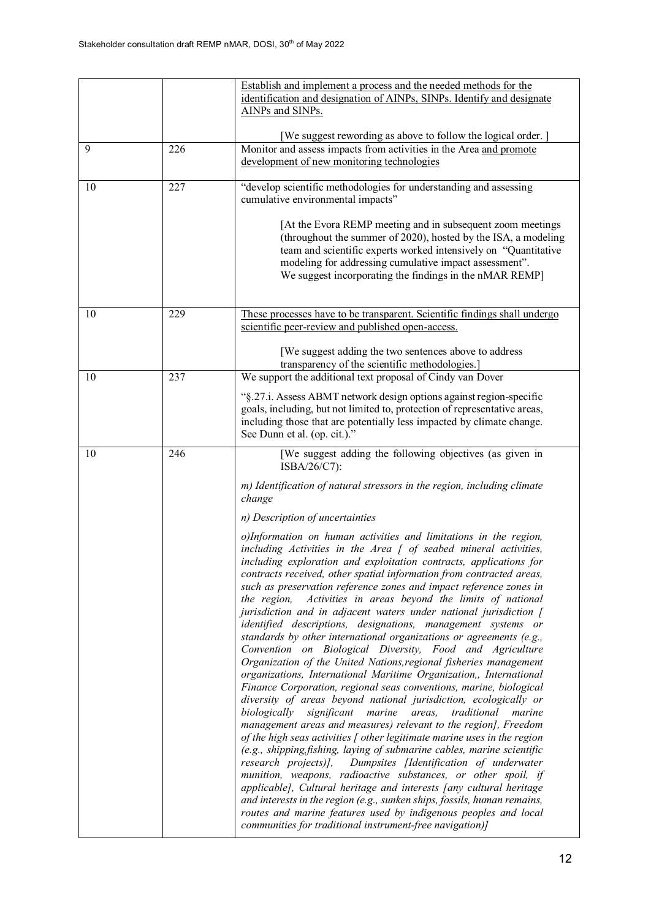| | | |
|---|---|---|
| | | Establish and implement a process and the needed methods for the identification and designation of AINPs, SINPs. Identify and designate AINPs and SINPs.<br><br>[We suggest rewording as above to follow the logical order. ] |
| 9 | 226 | Monitor and assess impacts from activities in the Area and promote development of new monitoring technologies |
| 10 | 227 | "develop scientific methodologies for understanding and assessing cumulative environmental impacts"<br><br>[At the Evora REMP meeting and in subsequent zoom meetings (throughout the summer of 2020), hosted by the ISA, a modeling team and scientific experts worked intensively on "Quantitative modeling for addressing cumulative impact assessment". We suggest incorporating the findings in the nMAR REMP] |
| 10 | 229 | These processes have to be transparent. Scientific findings shall undergo scientific peer-review and published open-access.<br><br>[We suggest adding the two sentences above to address transparency of the scientific methodologies.] |
| 10 | 237 | We support the additional text proposal of Cindy van Dover<br><br>"§.27.i. Assess ABMT network design options against region-specific goals, including, but not limited to, protection of representative areas, including those that are potentially less impacted by climate change. See Dunn et al. (op. cit.)." |
| 10 | 246 | [We suggest adding the following objectives (as given in ISBA/26/C7):<br><br>*m) Identification of natural stressors in the region, including climate change*<br><br>*n) Description of uncertainties*<br><br>*o)Information on human activities and limitations in the region, including Activities in the Area [ of seabed mineral activities, including exploration and exploitation contracts, applications for contracts received, other spatial information from contracted areas, such as preservation reference zones and impact reference zones in the region, Activities in areas beyond the limits of national jurisdiction and in adjacent waters under national jurisdiction [ identified descriptions, designations, management systems or standards by other international organizations or agreements (e.g., Convention on Biological Diversity, Food and Agriculture Organization of the United Nations,regional fisheries management organizations, International Maritime Organization,, International Finance Corporation, regional seas conventions, marine, biological diversity of areas beyond national jurisdiction, ecologically or biologically significant marine areas, traditional marine management areas and measures) relevant to the region], Freedom of the high seas activities [ other legitimate marine uses in the region (e.g., shipping,fishing, laying of submarine cables, marine scientific research projects)], Dumpsites [Identification of underwater munition, weapons, radioactive substances, or other spoil, if applicable], Cultural heritage and interests [any cultural heritage and interests in the region (e.g., sunken ships, fossils, human remains, routes and marine features used by indigenous peoples and local communities for traditional instrument-free navigation)]* |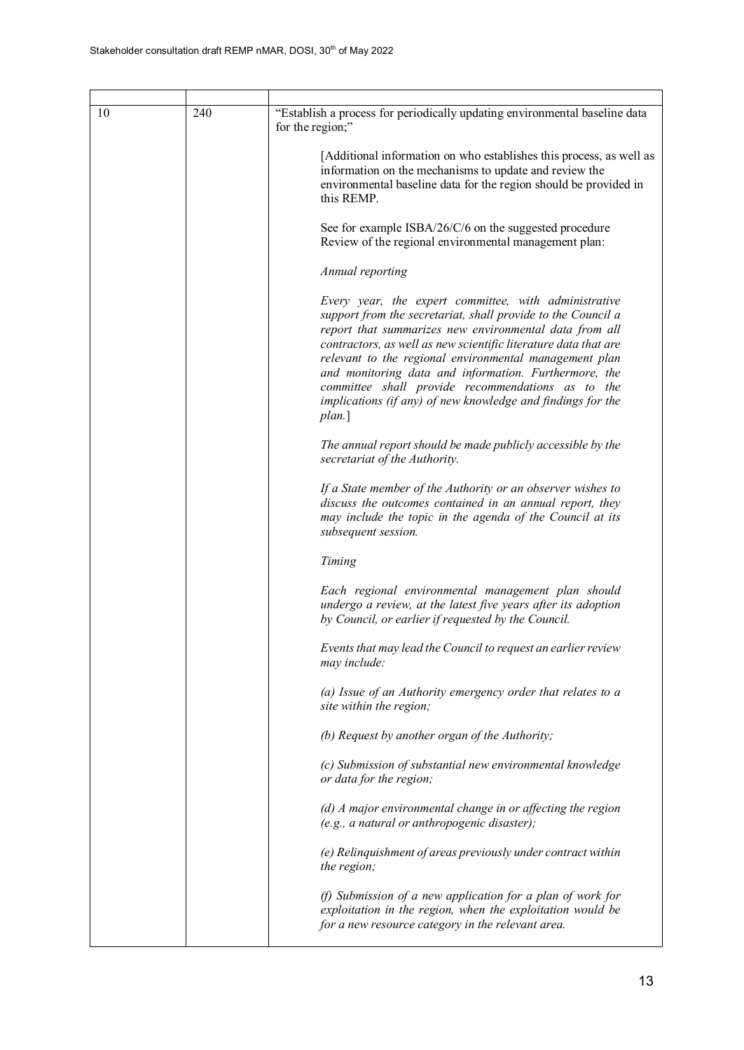| | | |
|---|---|---|
| 10 | 240 | "Establish a process for periodically updating environmental baseline data for the region;"<br><br>[Additional information on who establishes this process, as well as information on the mechanisms to update and review the environmental baseline data for the region should be provided in this REMP.<br><br>See for example ISBA/26/C/6 on the suggested procedure Review of the regional environmental management plan:<br><br>*Annual reporting*<br><br>*Every year, the expert committee, with administrative support from the secretariat, shall provide to the Council a report that summarizes new environmental data from all contractors, as well as new scientific literature data that are relevant to the regional environmental management plan and monitoring data and information. Furthermore, the committee shall provide recommendations as to the implications (if any) of new knowledge and findings for the plan.*]<br><br>*The annual report should be made publicly accessible by the secretariat of the Authority.*<br><br>*If a State member of the Authority or an observer wishes to discuss the outcomes contained in an annual report, they may include the topic in the agenda of the Council at its subsequent session.*<br><br>*Timing*<br><br>*Each regional environmental management plan should undergo a review, at the latest five years after its adoption by Council, or earlier if requested by the Council.*<br><br>*Events that may lead the Council to request an earlier review may include:*<br><br>*(a) Issue of an Authority emergency order that relates to a site within the region;*<br><br>*(b) Request by another organ of the Authority;*<br><br>*(c) Submission of substantial new environmental knowledge or data for the region;*<br><br>*(d) A major environmental change in or affecting the region (e.g., a natural or anthropogenic disaster);*<br><br>*(e) Relinquishment of areas previously under contract within the region;*<br><br>*(f) Submission of a new application for a plan of work for exploitation in the region, when the exploitation would be for a new resource category in the relevant area.* |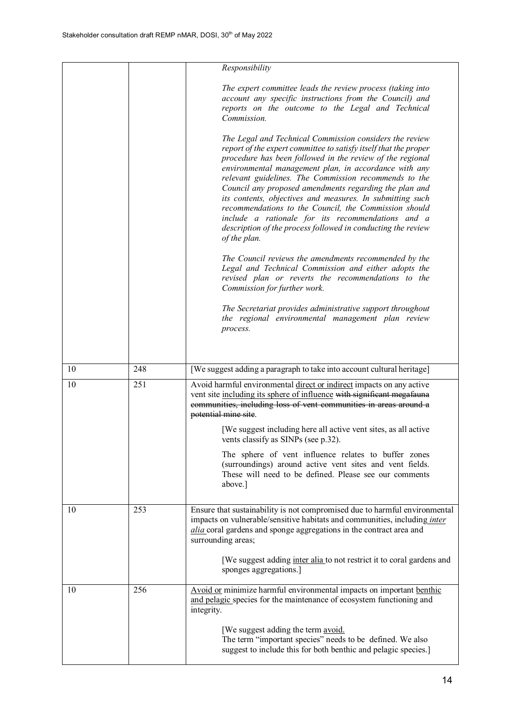|  |  | *Responsibility*<br><br>*The expert committee leads the review process (taking into account any specific instructions from the Council) and reports on the outcome to the Legal and Technical Commission.*<br><br>*The Legal and Technical Commission considers the review report of the expert committee to satisfy itself that the proper procedure has been followed in the review of the regional environmental management plan, in accordance with any relevant guidelines. The Commission recommends to the Council any proposed amendments regarding the plan and its contents, objectives and measures. In submitting such recommendations to the Council, the Commission should include a rationale for its recommendations and a description of the process followed in conducting the review of the plan.*<br><br>*The Council reviews the amendments recommended by the Legal and Technical Commission and either adopts the revised plan or reverts the recommendations to the Commission for further work.*<br><br>*The Secretariat provides administrative support throughout the regional environmental management plan review process.* |
|---|---|---|
| 10 | 248 | [We suggest adding a paragraph to take into account cultural heritage] |
| 10 | 251 | Avoid harmful environmental <u>direct or indirect</u> impacts on any active vent site <u>including its sphere of influence</u> ~~with significant megafauna communities, including loss of vent communities in areas around a potential mine site~~.<br><br>[We suggest including here all active vent sites, as all active vents classify as SINPs (see p.32).<br><br>The sphere of vent influence relates to buffer zones (surroundings) around active vent sites and vent fields. These will need to be defined. Please see our comments above.] |
| 10 | 253 | Ensure that sustainability is not compromised due to harmful environmental impacts on vulnerable/sensitive habitats and communities, including <u>*inter alia*</u> coral gardens and sponge aggregations in the contract area and surrounding areas;<br><br>[We suggest adding <u>inter alia</u> to not restrict it to coral gardens and sponges aggregations.] |
| 10 | 256 | <u>Avoid or</u> minimize harmful environmental impacts on important <u>benthic and pelagic</u> species for the maintenance of ecosystem functioning and integrity.<br><br>[We suggest adding the term <u>avoid.</u><br>The term "important species" needs to be defined. We also suggest to include this for both benthic and pelagic species.] |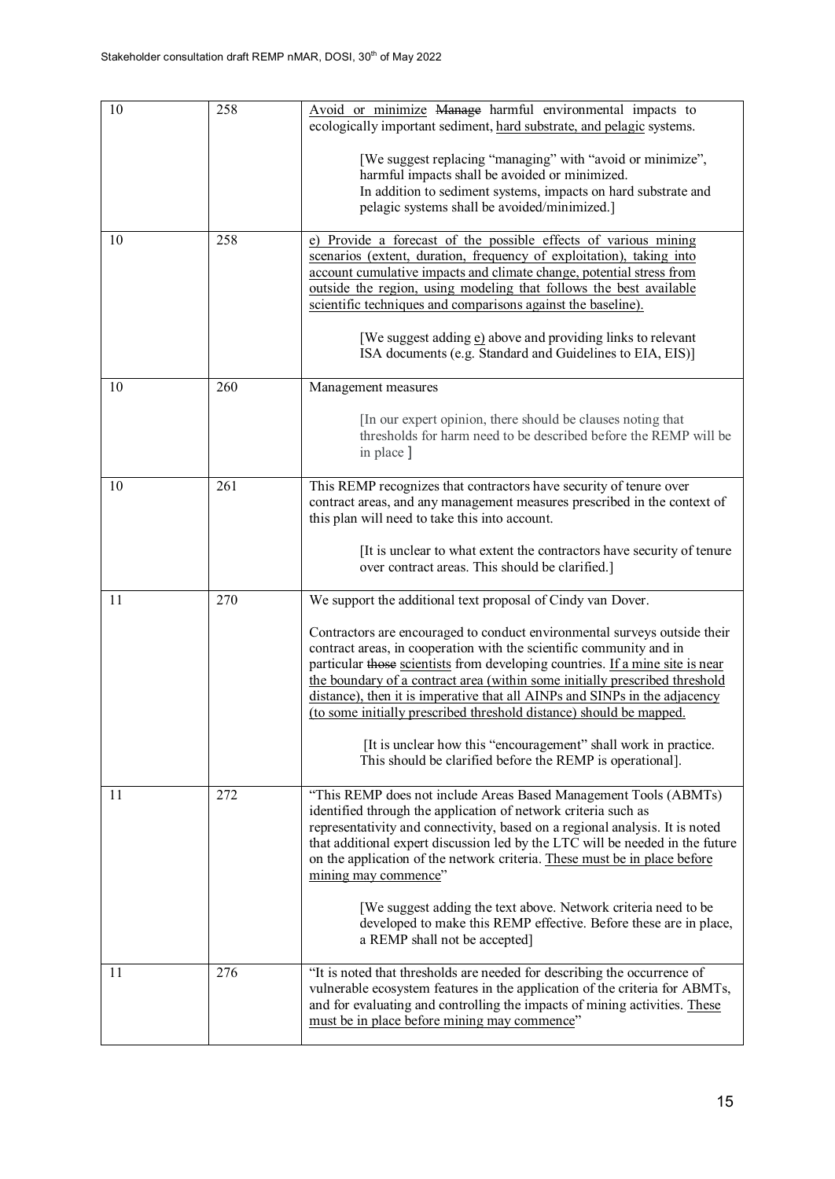| | | |
|---|---|---|
| 10 | 258 | <u>Avoid or minimize</u> ~~Manage~~ harmful environmental impacts to ecologically important sediment, <u>hard substrate, and pelagic</u> systems.<br><br>[We suggest replacing "managing" with "avoid or minimize", harmful impacts shall be avoided or minimized.<br>In addition to sediment systems, impacts on hard substrate and pelagic systems shall be avoided/minimized.] |
| 10 | 258 | <u>e) Provide a forecast of the possible effects of various mining scenarios (extent, duration, frequency of exploitation), taking into account cumulative impacts and climate change, potential stress from outside the region, using modeling that follows the best available scientific techniques and comparisons against the baseline).</u><br><br>[We suggest adding <u>e)</u> above and providing links to relevant ISA documents (e.g. Standard and Guidelines to EIA, EIS)] |
| 10 | 260 | Management measures<br><br>[In our expert opinion, there should be clauses noting that thresholds for harm need to be described before the REMP will be in place ] |
| 10 | 261 | This REMP recognizes that contractors have security of tenure over contract areas, and any management measures prescribed in the context of this plan will need to take this into account.<br><br>[It is unclear to what extent the contractors have security of tenure over contract areas. This should be clarified.] |
| 11 | 270 | We support the additional text proposal of Cindy van Dover.<br><br>Contractors are encouraged to conduct environmental surveys outside their contract areas, in cooperation with the scientific community and in particular ~~those~~ <u>scientists</u> from developing countries. <u>If a mine site is near the boundary of a contract area (within some initially prescribed threshold distance), then it is imperative that all AINPs and SINPs in the adjacency (to some initially prescribed threshold distance) should be mapped.</u><br><br>[It is unclear how this "encouragement" shall work in practice. This should be clarified before the REMP is operational]. |
| 11 | 272 | "This REMP does not include Areas Based Management Tools (ABMTs) identified through the application of network criteria such as representativity and connectivity, based on a regional analysis. It is noted that additional expert discussion led by the LTC will be needed in the future on the application of the network criteria. <u>These must be in place before mining may commence</u>"<br><br>[We suggest adding the text above. Network criteria need to be developed to make this REMP effective. Before these are in place, a REMP shall not be accepted] |
| 11 | 276 | "It is noted that thresholds are needed for describing the occurrence of vulnerable ecosystem features in the application of the criteria for ABMTs, and for evaluating and controlling the impacts of mining activities. <u>These must be in place before mining may commence</u>" |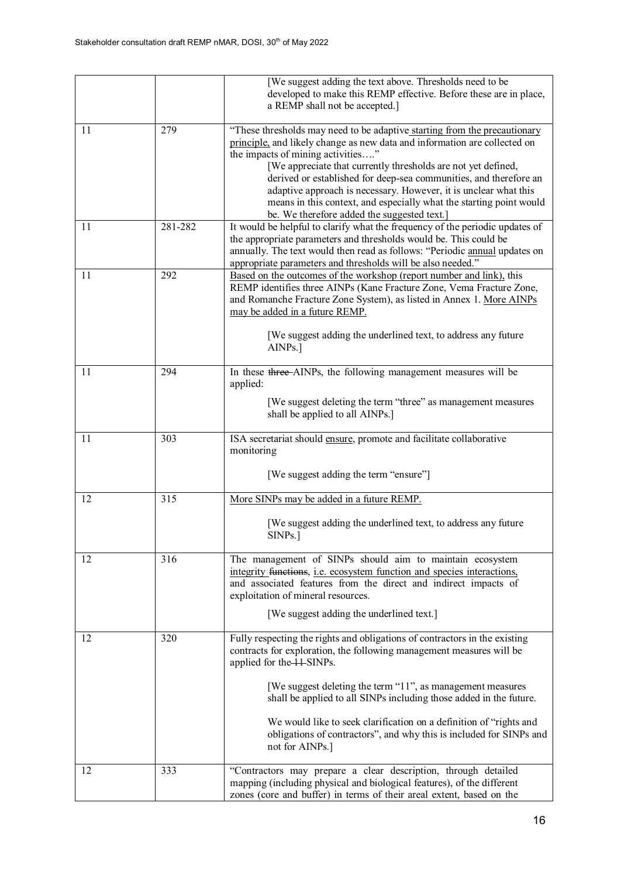| | | |
|---|---|---|
| | | [We suggest adding the text above. Thresholds need to be developed to make this REMP effective. Before these are in place, a REMP shall not be accepted.] |
| 11 | 279 | "These thresholds may need to be adaptive <u>starting from the precautionary principle,</u> and likely change as new data and information are collected on the impacts of mining activities…." [We appreciate that currently thresholds are not yet defined, derived or established for deep-sea communities, and therefore an adaptive approach is necessary. However, it is unclear what this means in this context, and especially what the starting point would be. We therefore added the suggested text.] |
| 11 | 281-282 | It would be helpful to clarify what the frequency of the periodic updates of the appropriate parameters and thresholds would be. This could be annually. The text would then read as follows: "Periodic <u>annual</u> updates on appropriate parameters and thresholds will be also needed." |
| 11 | 292 | <u>Based on the outcomes of the workshop (report number and link),</u> this REMP identifies three AINPs (Kane Fracture Zone, Vema Fracture Zone, and Romanche Fracture Zone System), as listed in Annex 1. <u>More AINPs may be added in a future REMP.</u><br><br>[We suggest adding the underlined text, to address any future AINPs.] |
| 11 | 294 | In these ~~three~~ AINPs, the following management measures will be applied:<br><br>[We suggest deleting the term "three" as management measures shall be applied to all AINPs.] |
| 11 | 303 | ISA secretariat should <u>ensure</u>, promote and facilitate collaborative monitoring<br><br>[We suggest adding the term "ensure"] |
| 12 | 315 | <u>More SINPs may be added in a future REMP.</u><br><br>[We suggest adding the underlined text, to address any future SINPs.] |
| 12 | 316 | The management of SINPs should aim to maintain ecosystem integrity ~~functions~~, <u>i.e. ecosystem function and species interactions,</u> and associated features from the direct and indirect impacts of exploitation of mineral resources.<br><br>[We suggest adding the underlined text.] |
| 12 | 320 | Fully respecting the rights and obligations of contractors in the existing contracts for exploration, the following management measures will be applied for the ~~11~~ SINPs.<br><br>[We suggest deleting the term "11", as management measures shall be applied to all SINPs including those added in the future.<br><br>We would like to seek clarification on a definition of "rights and obligations of contractors", and why this is included for SINPs and not for AINPs.] |
| 12 | 333 | "Contractors may prepare a clear description, through detailed mapping (including physical and biological features), of the different zones (core and buffer) in terms of their areal extent, based on the |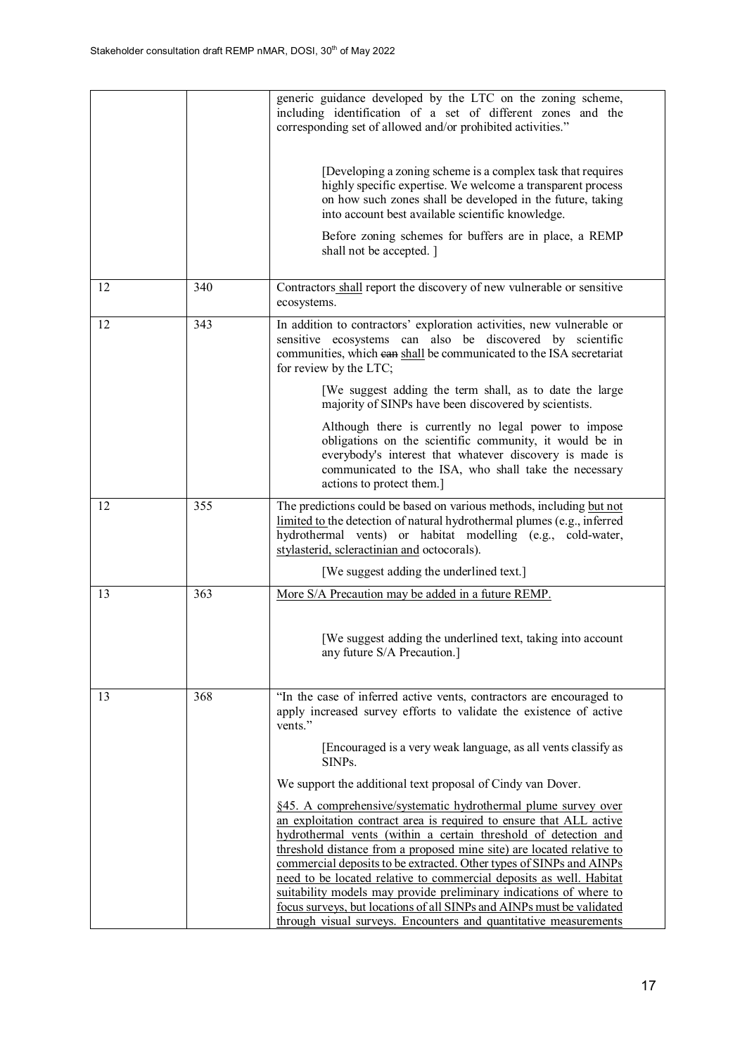| | | |
|---|---|---|
| | | generic guidance developed by the LTC on the zoning scheme, including identification of a set of different zones and the corresponding set of allowed and/or prohibited activities."<br><br>[Developing a zoning scheme is a complex task that requires highly specific expertise. We welcome a transparent process on how such zones shall be developed in the future, taking into account best available scientific knowledge.<br><br>Before zoning schemes for buffers are in place, a REMP shall not be accepted. ] |
| 12 | 340 | Contractors shall report the discovery of new vulnerable or sensitive ecosystems. |
| 12 | 343 | In addition to contractors' exploration activities, new vulnerable or sensitive ecosystems can also be discovered by scientific communities, which ~~can~~ shall be communicated to the ISA secretariat for review by the LTC;<br><br>[We suggest adding the term shall, as to date the large majority of SINPs have been discovered by scientists.<br><br>Although there is currently no legal power to impose obligations on the scientific community, it would be in everybody's interest that whatever discovery is made is communicated to the ISA, who shall take the necessary actions to protect them.] |
| 12 | 355 | The predictions could be based on various methods, including but not limited to the detection of natural hydrothermal plumes (e.g., inferred hydrothermal vents) or habitat modelling (e.g., cold-water, stylasterid, scleractinian and octocorals).<br><br>[We suggest adding the underlined text.] |
| 13 | 363 | More S/A Precaution may be added in a future REMP.<br><br>[We suggest adding the underlined text, taking into account any future S/A Precaution.] |
| 13 | 368 | "In the case of inferred active vents, contractors are encouraged to apply increased survey efforts to validate the existence of active vents."<br><br>[Encouraged is a very weak language, as all vents classify as SINPs.<br><br>We support the additional text proposal of Cindy van Dover.<br><br>§45. A comprehensive/systematic hydrothermal plume survey over an exploitation contract area is required to ensure that ALL active hydrothermal vents (within a certain threshold of detection and threshold distance from a proposed mine site) are located relative to commercial deposits to be extracted. Other types of SINPs and AINPs need to be located relative to commercial deposits as well. Habitat suitability models may provide preliminary indications of where to focus surveys, but locations of all SINPs and AINPs must be validated through visual surveys. Encounters and quantitative measurements |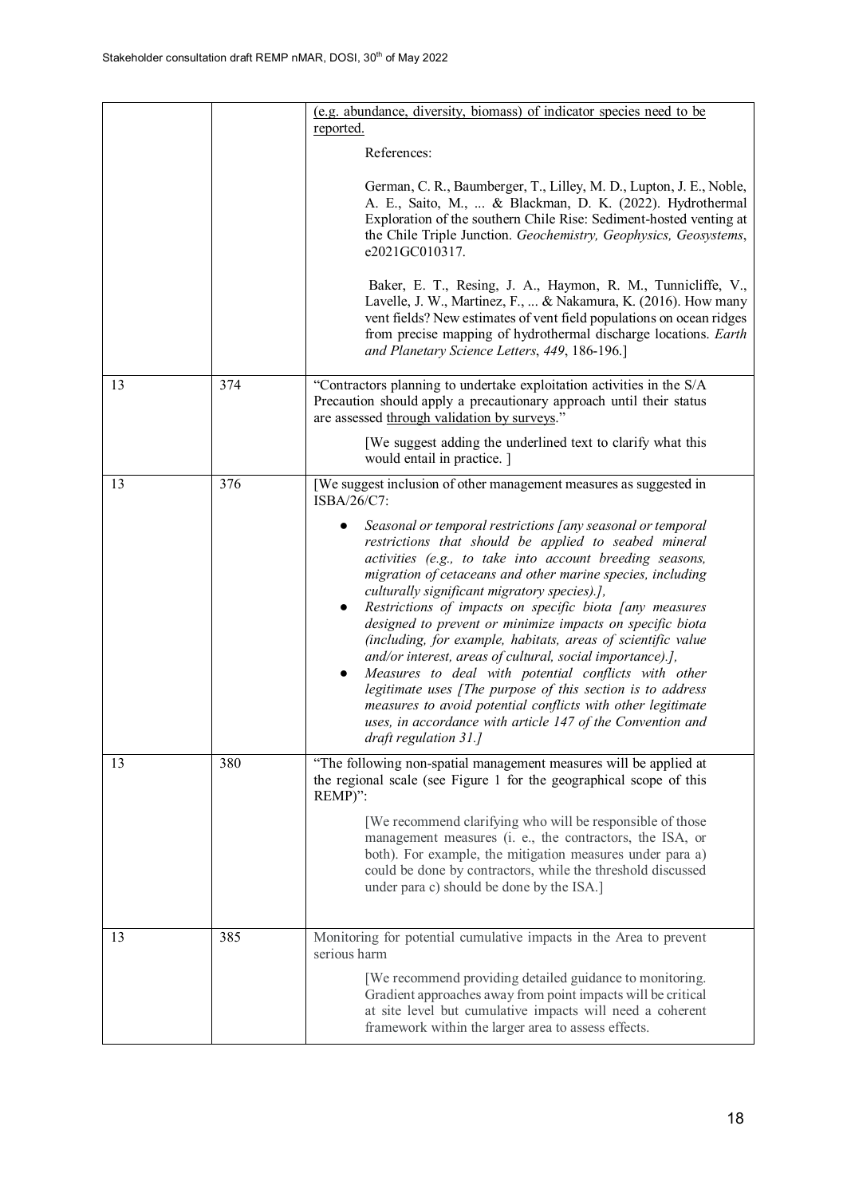| | | |
|---|---|---|
| | | (e.g. abundance, diversity, biomass) of indicator species need to be reported.<br><br>References:<br><br>German, C. R., Baumberger, T., Lilley, M. D., Lupton, J. E., Noble, A. E., Saito, M., ... & Blackman, D. K. (2022). Hydrothermal Exploration of the southern Chile Rise: Sediment-hosted venting at the Chile Triple Junction. *Geochemistry, Geophysics, Geosystems*, e2021GC010317.<br><br>Baker, E. T., Resing, J. A., Haymon, R. M., Tunnicliffe, V., Lavelle, J. W., Martinez, F., ... & Nakamura, K. (2016). How many vent fields? New estimates of vent field populations on ocean ridges from precise mapping of hydrothermal discharge locations. *Earth and Planetary Science Letters*, *449*, 186-196.] |
| 13 | 374 | "Contractors planning to undertake exploitation activities in the S/A Precaution should apply a precautionary approach until their status are assessed through validation by surveys."<br><br>[We suggest adding the underlined text to clarify what this would entail in practice. ] |
| 13 | 376 | [We suggest inclusion of other management measures as suggested in ISBA/26/C7:<br><br>● *Seasonal or temporal restrictions [any seasonal or temporal restrictions that should be applied to seabed mineral activities (e.g., to take into account breeding seasons, migration of cetaceans and other marine species, including culturally significant migratory species).],*<br>● *Restrictions of impacts on specific biota [any measures designed to prevent or minimize impacts on specific biota (including, for example, habitats, areas of scientific value and/or interest, areas of cultural, social importance).],*<br>● *Measures to deal with potential conflicts with other legitimate uses [The purpose of this section is to address measures to avoid potential conflicts with other legitimate uses, in accordance with article 147 of the Convention and draft regulation 31.]* |
| 13 | 380 | "The following non-spatial management measures will be applied at the regional scale (see Figure 1 for the geographical scope of this REMP)":<br><br>[We recommend clarifying who will be responsible of those management measures (i. e., the contractors, the ISA, or both). For example, the mitigation measures under para a) could be done by contractors, while the threshold discussed under para c) should be done by the ISA.] |
| 13 | 385 | Monitoring for potential cumulative impacts in the Area to prevent serious harm<br><br>[We recommend providing detailed guidance to monitoring. Gradient approaches away from point impacts will be critical at site level but cumulative impacts will need a coherent framework within the larger area to assess effects. |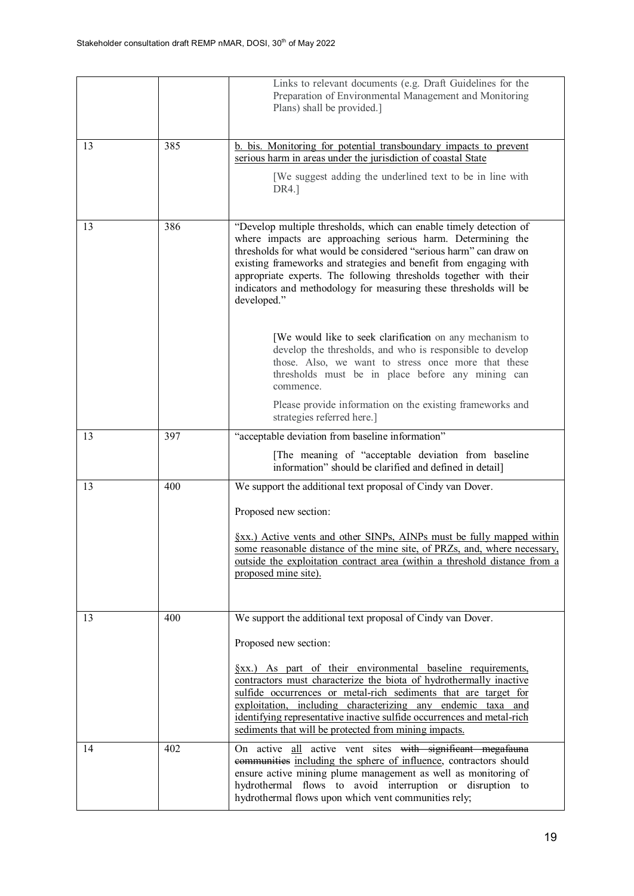| | | |
|---|---|---|
| | | Links to relevant documents (e.g. Draft Guidelines for the Preparation of Environmental Management and Monitoring Plans) shall be provided.] |
| 13 | 385 | <u>b. bis. Monitoring for potential transboundary impacts to prevent serious harm in areas under the jurisdiction of coastal State</u><br><br>[We suggest adding the underlined text to be in line with DR4.] |
| 13 | 386 | "Develop multiple thresholds, which can enable timely detection of where impacts are approaching serious harm. Determining the thresholds for what would be considered "serious harm" can draw on existing frameworks and strategies and benefit from engaging with appropriate experts. The following thresholds together with their indicators and methodology for measuring these thresholds will be developed."<br><br>[We would like to seek clarification on any mechanism to develop the thresholds, and who is responsible to develop those. Also, we want to stress once more that these thresholds must be in place before any mining can commence.<br><br>Please provide information on the existing frameworks and strategies referred here.] |
| 13 | 397 | "acceptable deviation from baseline information"<br><br>[The meaning of "acceptable deviation from baseline information" should be clarified and defined in detail] |
| 13 | 400 | We support the additional text proposal of Cindy van Dover.<br><br>Proposed new section:<br><br><u>§xx.) Active vents and other SINPs, AINPs must be fully mapped within some reasonable distance of the mine site, of PRZs, and, where necessary, outside the exploitation contract area (within a threshold distance from a proposed mine site).</u> |
| 13 | 400 | We support the additional text proposal of Cindy van Dover.<br><br>Proposed new section:<br><br><u>§xx.) As part of their environmental baseline requirements, contractors must characterize the biota of hydrothermally inactive sulfide occurrences or metal-rich sediments that are target for exploitation, including characterizing any endemic taxa and identifying representative inactive sulfide occurrences and metal-rich sediments that will be protected from mining impacts.</u> |
| 14 | 402 | On active <u>all</u> active vent sites ~~with significant megafauna communities~~ <u>including the sphere of influence</u>, contractors should ensure active mining plume management as well as monitoring of hydrothermal flows to avoid interruption or disruption to hydrothermal flows upon which vent communities rely; |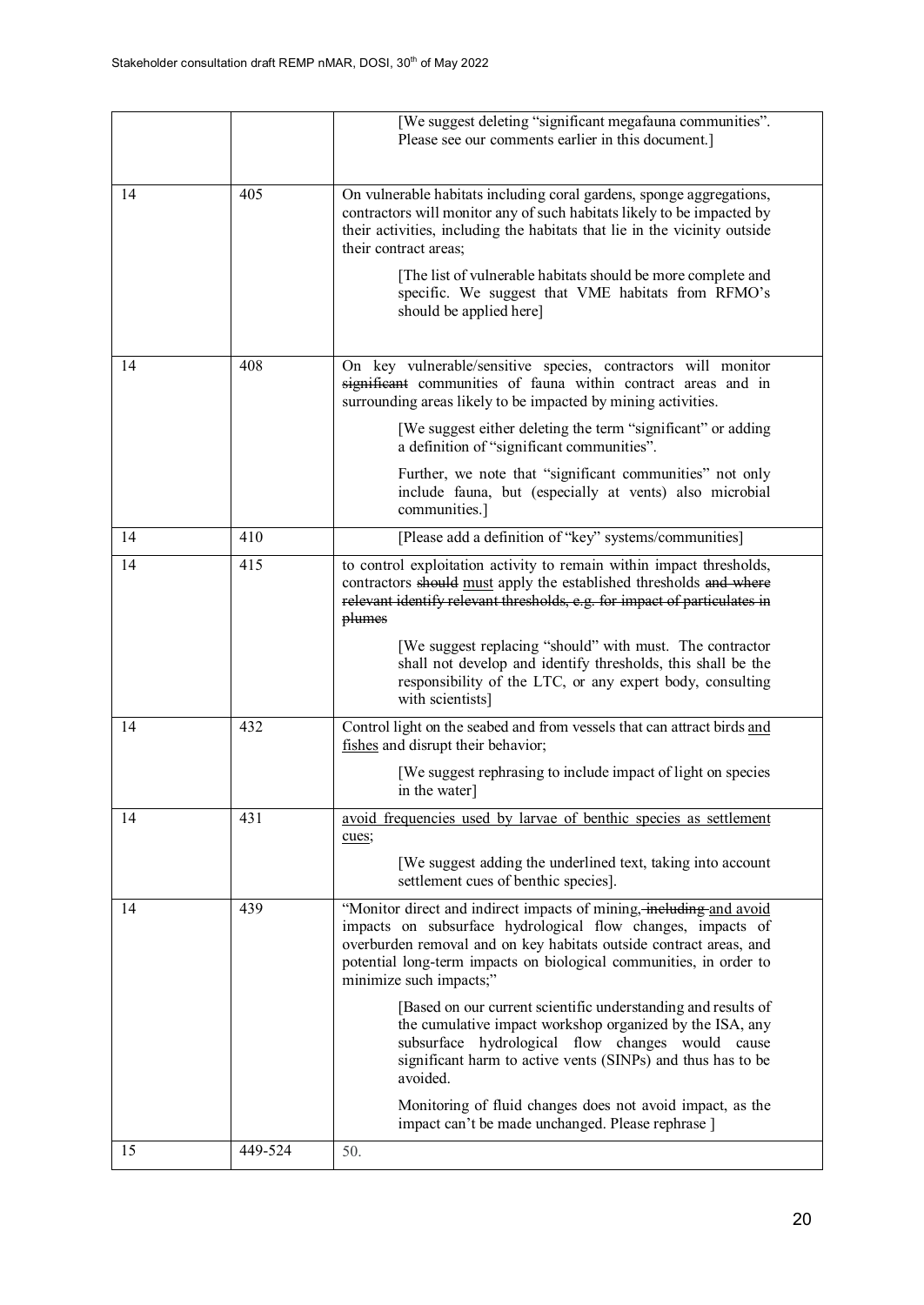| | | |
|---|---|---|
| | | [We suggest deleting "significant megafauna communities". Please see our comments earlier in this document.] |
| 14 | 405 | On vulnerable habitats including coral gardens, sponge aggregations, contractors will monitor any of such habitats likely to be impacted by their activities, including the habitats that lie in the vicinity outside their contract areas;<br><br>[The list of vulnerable habitats should be more complete and specific. We suggest that VME habitats from RFMO's should be applied here] |
| 14 | 408 | On key vulnerable/sensitive species, contractors will monitor ~~significant~~ communities of fauna within contract areas and in surrounding areas likely to be impacted by mining activities.<br><br>[We suggest either deleting the term "significant" or adding a definition of "significant communities".<br><br>Further, we note that "significant communities" not only include fauna, but (especially at vents) also microbial communities.] |
| 14 | 410 | [Please add a definition of "key" systems/communities] |
| 14 | 415 | to control exploitation activity to remain within impact thresholds, contractors ~~should~~ <u>must</u> apply the established thresholds ~~and where relevant identify relevant thresholds, e.g. for impact of particulates in plumes~~<br><br>[We suggest replacing "should" with must. The contractor shall not develop and identify thresholds, this shall be the responsibility of the LTC, or any expert body, consulting with scientists] |
| 14 | 432 | Control light on the seabed and from vessels that can attract birds <u>and fishes</u> and disrupt their behavior;<br><br>[We suggest rephrasing to include impact of light on species in the water] |
| 14 | 431 | <u>avoid frequencies used by larvae of benthic species as settlement cues;</u><br><br>[We suggest adding the underlined text, taking into account settlement cues of benthic species]. |
| 14 | 439 | "Monitor direct and indirect impacts of mining, ~~including~~ <u>and avoid</u> impacts on subsurface hydrological flow changes, impacts of overburden removal and on key habitats outside contract areas, and potential long-term impacts on biological communities, in order to minimize such impacts;"<br><br>[Based on our current scientific understanding and results of the cumulative impact workshop organized by the ISA, any subsurface hydrological flow changes would cause significant harm to active vents (SINPs) and thus has to be avoided.<br><br>Monitoring of fluid changes does not avoid impact, as the impact can't be made unchanged. Please rephrase ] |
| 15 | 449-524 | 50. |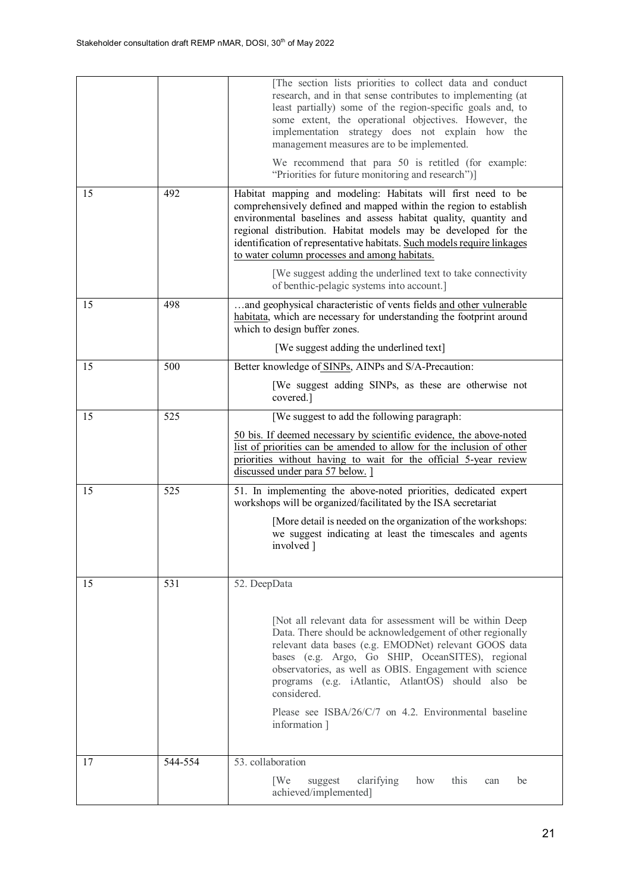| | | |
|---|---|---|
| | | [The section lists priorities to collect data and conduct research, and in that sense contributes to implementing (at least partially) some of the region-specific goals and, to some extent, the operational objectives. However, the implementation strategy does not explain how the management measures are to be implemented.<br><br>We recommend that para 50 is retitled (for example: "Priorities for future monitoring and research")] |
| 15 | 492 | Habitat mapping and modeling: Habitats will first need to be comprehensively defined and mapped within the region to establish environmental baselines and assess habitat quality, quantity and regional distribution. Habitat models may be developed for the identification of representative habitats. <u>Such models require linkages to water column processes and among habitats.</u><br><br>[We suggest adding the underlined text to take connectivity of benthic-pelagic systems into account.] |
| 15 | 498 | …and geophysical characteristic of vents fields <u>and other vulnerable habitata</u>, which are necessary for understanding the footprint around which to design buffer zones.<br><br>[We suggest adding the underlined text] |
| 15 | 500 | Better knowledge of <u>SINPs</u>, AINPs and S/A-Precaution:<br><br>[We suggest adding SINPs, as these are otherwise not covered.] |
| 15 | 525 | [We suggest to add the following paragraph:<br><br><u>50 bis. If deemed necessary by scientific evidence, the above-noted list of priorities can be amended to allow for the inclusion of other priorities without having to wait for the official 5-year review discussed under para 57 below.</u> ] |
| 15 | 525 | 51. In implementing the above-noted priorities, dedicated expert workshops will be organized/facilitated by the ISA secretariat<br><br>[More detail is needed on the organization of the workshops: we suggest indicating at least the timescales and agents involved ] |
| 15 | 531 | 52. DeepData<br><br>[Not all relevant data for assessment will be within Deep Data. There should be acknowledgement of other regionally relevant data bases (e.g. EMODNet) relevant GOOS data bases (e.g. Argo, Go SHIP, OceanSITES), regional observatories, as well as OBIS. Engagement with science programs (e.g. iAtlantic, AtlantOS) should also be considered.<br><br>Please see ISBA/26/C/7 on 4.2. Environmental baseline information ] |
| 17 | 544-554 | 53. collaboration<br><br>[We suggest clarifying how this can be achieved/implemented] |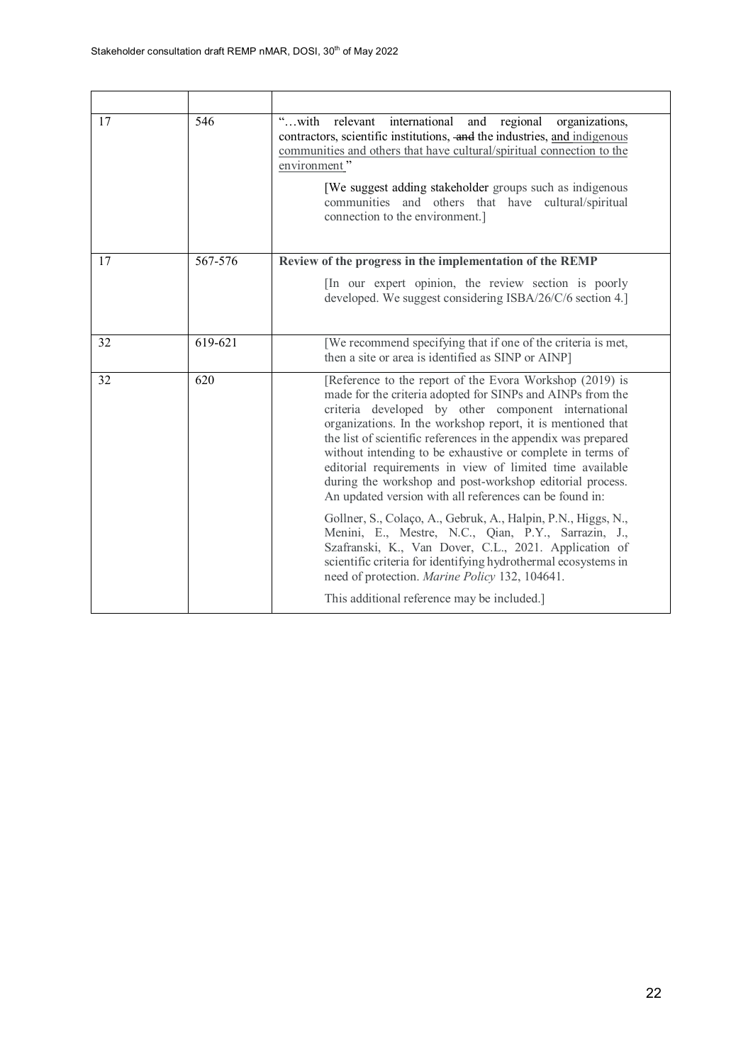| | | |
|---|---|---|
| 17 | 546 | "…with relevant international and regional organizations, contractors, scientific institutions, ~~and~~ the industries, <u>and</u> indigenous communities and others that have cultural/spiritual connection to the environment"<br><br>[We suggest adding stakeholder groups such as indigenous communities and others that have cultural/spiritual connection to the environment.] |
| 17 | 567-576 | **Review of the progress in the implementation of the REMP**<br><br>[In our expert opinion, the review section is poorly developed. We suggest considering ISBA/26/C/6 section 4.] |
| 32 | 619-621 | [We recommend specifying that if one of the criteria is met, then a site or area is identified as SINP or AINP] |
| 32 | 620 | [Reference to the report of the Evora Workshop (2019) is made for the criteria adopted for SINPs and AINPs from the criteria developed by other component international organizations. In the workshop report, it is mentioned that the list of scientific references in the appendix was prepared without intending to be exhaustive or complete in terms of editorial requirements in view of limited time available during the workshop and post-workshop editorial process. An updated version with all references can be found in:<br><br>Gollner, S., Colaço, A., Gebruk, A., Halpin, P.N., Higgs, N., Menini, E., Mestre, N.C., Qian, P.Y., Sarrazin, J., Szafranski, K., Van Dover, C.L., 2021. Application of scientific criteria for identifying hydrothermal ecosystems in need of protection. *Marine Policy* 132, 104641.<br><br>This additional reference may be included.] |